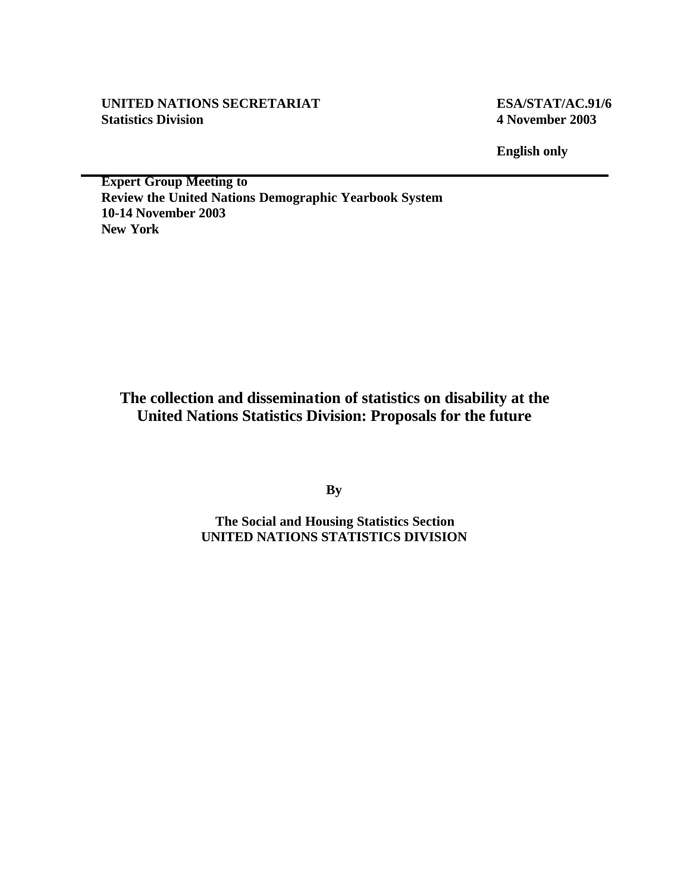**UNITED NATIONS SECRETARIAT**
**Statistics Division**

**ESA/STAT/AC.91/6**
**4 November 2003**

**English only**

---

**Expert Group Meeting to**
**Review the United Nations Demographic Yearbook System**
**10-14 November 2003**
**New York**

# The collection and dissemination of statistics on disability at the United Nations Statistics Division: Proposals for the future

**By**

**The Social and Housing Statistics Section**
**UNITED NATIONS STATISTICS DIVISION**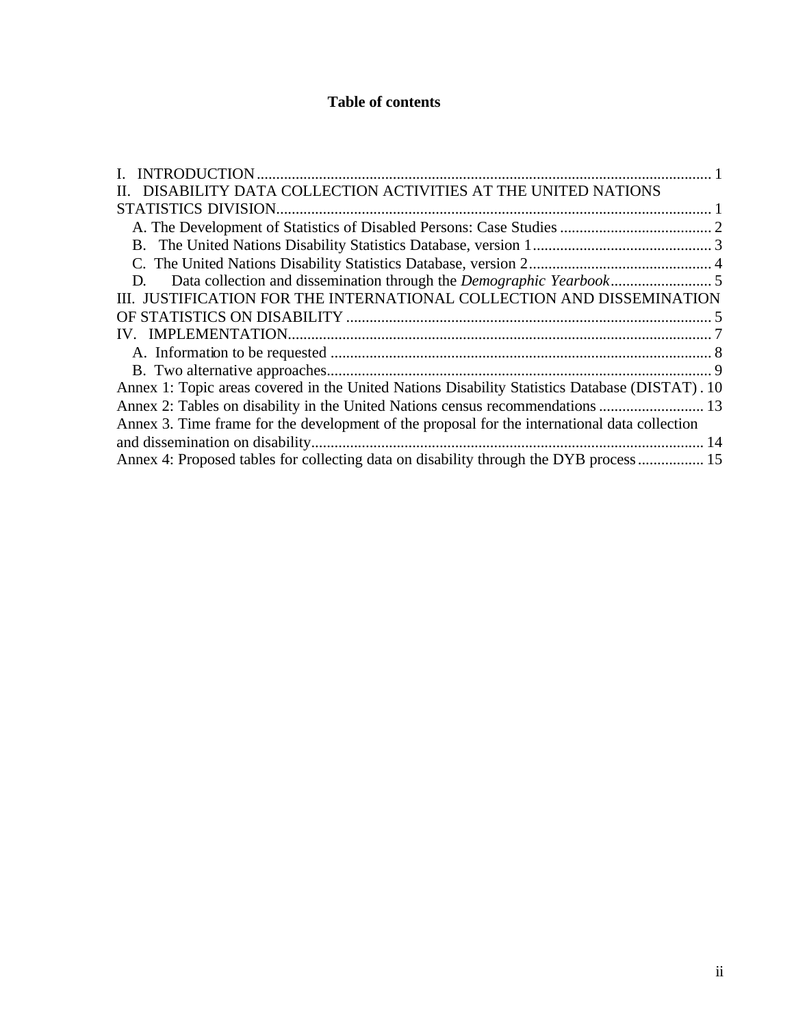# Table of contents

I. INTRODUCTION .................................................................................................................... 1

II. DISABILITY DATA COLLECTION ACTIVITIES AT THE UNITED NATIONS STATISTICS DIVISION................................................................................................................ 1

- A. The Development of Statistics of Disabled Persons: Case Studies ....................................... 2
- B. The United Nations Disability Statistics Database, version 1.............................................. 3
- C. The United Nations Disability Statistics Database, version 2............................................... 4
- D. Data collection and dissemination through the *Demographic Yearbook*.......................... 5

III. JUSTIFICATION FOR THE INTERNATIONAL COLLECTION AND DISSEMINATION OF STATISTICS ON DISABILITY ............................................................................................ 5

IV. IMPLEMENTATION............................................................................................................ 7

- A. Information to be requested ................................................................................................. 8
- B. Two alternative approaches.................................................................................................. 9

Annex 1: Topic areas covered in the United Nations Disability Statistics Database (DISTAT) . 10

Annex 2: Tables on disability in the United Nations census recommendations ........................... 13

Annex 3. Time frame for the development of the proposal for the international data collection and dissemination on disability..................................................................................................... 14

Annex 4: Proposed tables for collecting data on disability through the DYB process ................. 15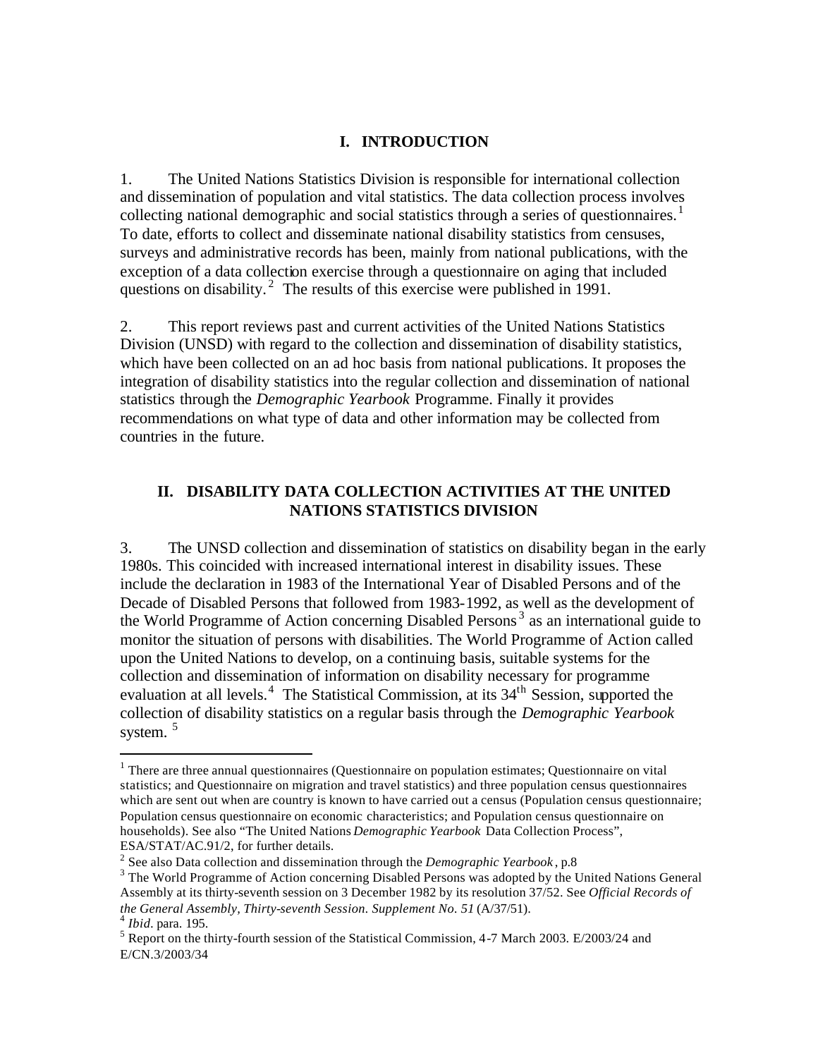# I. INTRODUCTION

1. The United Nations Statistics Division is responsible for international collection and dissemination of population and vital statistics. The data collection process involves collecting national demographic and social statistics through a series of questionnaires.[1] To date, efforts to collect and disseminate national disability statistics from censuses, surveys and administrative records has been, mainly from national publications, with the exception of a data collection exercise through a questionnaire on aging that included questions on disability.[2] The results of this exercise were published in 1991.

2. This report reviews past and current activities of the United Nations Statistics Division (UNSD) with regard to the collection and dissemination of disability statistics, which have been collected on an ad hoc basis from national publications. It proposes the integration of disability statistics into the regular collection and dissemination of national statistics through the *Demographic Yearbook* Programme. Finally it provides recommendations on what type of data and other information may be collected from countries in the future.

# II. DISABILITY DATA COLLECTION ACTIVITIES AT THE UNITED NATIONS STATISTICS DIVISION

3. The UNSD collection and dissemination of statistics on disability began in the early 1980s. This coincided with increased international interest in disability issues. These include the declaration in 1983 of the International Year of Disabled Persons and of the Decade of Disabled Persons that followed from 1983-1992, as well as the development of the World Programme of Action concerning Disabled Persons[3] as an international guide to monitor the situation of persons with disabilities. The World Programme of Action called upon the United Nations to develop, on a continuing basis, suitable systems for the collection and dissemination of information on disability necessary for programme evaluation at all levels.[4] The Statistical Commission, at its 34th Session, supported the collection of disability statistics on a regular basis through the *Demographic Yearbook* system.[5]

---

[1] There are three annual questionnaires (Questionnaire on population estimates; Questionnaire on vital statistics; and Questionnaire on migration and travel statistics) and three population census questionnaires which are sent out when are country is known to have carried out a census (Population census questionnaire; Population census questionnaire on economic characteristics; and Population census questionnaire on households). See also "The United Nations *Demographic Yearbook* Data Collection Process", ESA/STAT/AC.91/2, for further details.

[2] See also Data collection and dissemination through the *Demographic Yearbook*, p.8

[3] The World Programme of Action concerning Disabled Persons was adopted by the United Nations General Assembly at its thirty-seventh session on 3 December 1982 by its resolution 37/52. See *Official Records of the General Assembly, Thirty-seventh Session. Supplement No. 51* (A/37/51).

[4] *Ibid.* para. 195.

[5] Report on the thirty-fourth session of the Statistical Commission, 4-7 March 2003. E/2003/24 and E/CN.3/2003/34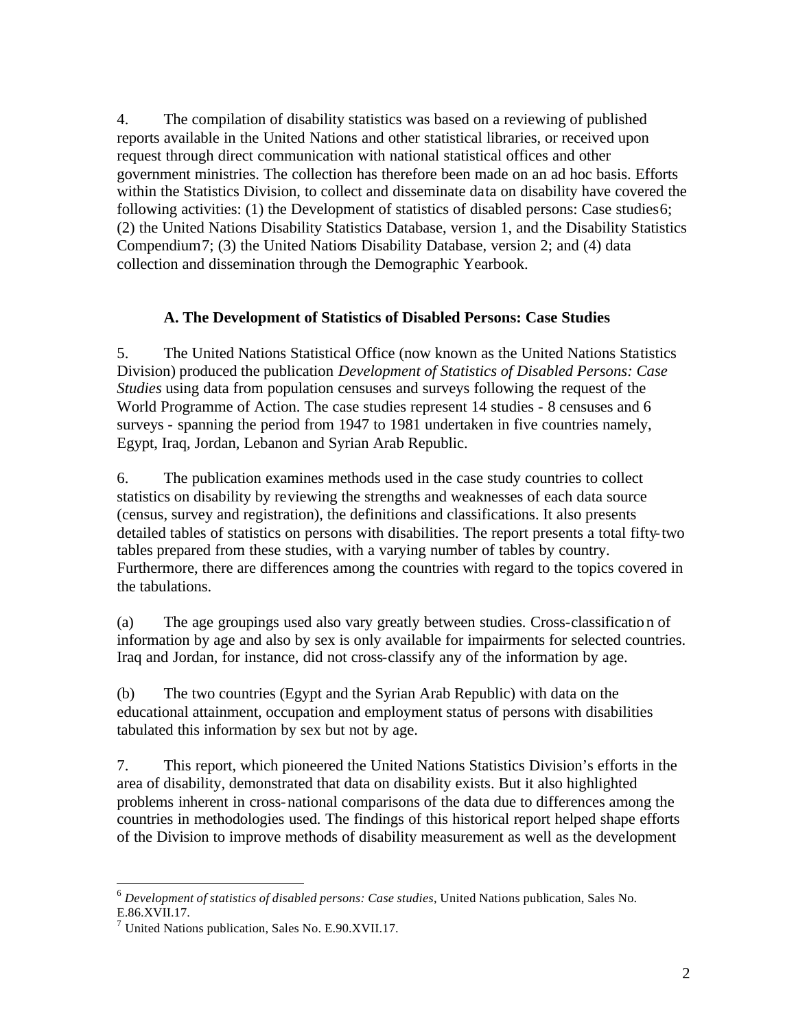4. The compilation of disability statistics was based on a reviewing of published reports available in the United Nations and other statistical libraries, or received upon request through direct communication with national statistical offices and other government ministries. The collection has therefore been made on an ad hoc basis. Efforts within the Statistics Division, to collect and disseminate data on disability have covered the following activities: (1) the Development of statistics of disabled persons: Case studies[6]; (2) the United Nations Disability Statistics Database, version 1, and the Disability Statistics Compendium[7]; (3) the United Nations Disability Database, version 2; and (4) data collection and dissemination through the Demographic Yearbook.

### A. The Development of Statistics of Disabled Persons: Case Studies

5. The United Nations Statistical Office (now known as the United Nations Statistics Division) produced the publication *Development of Statistics of Disabled Persons: Case Studies* using data from population censuses and surveys following the request of the World Programme of Action. The case studies represent 14 studies - 8 censuses and 6 surveys - spanning the period from 1947 to 1981 undertaken in five countries namely, Egypt, Iraq, Jordan, Lebanon and Syrian Arab Republic.

6. The publication examines methods used in the case study countries to collect statistics on disability by reviewing the strengths and weaknesses of each data source (census, survey and registration), the definitions and classifications. It also presents detailed tables of statistics on persons with disabilities. The report presents a total fifty-two tables prepared from these studies, with a varying number of tables by country. Furthermore, there are differences among the countries with regard to the topics covered in the tabulations.

(a) The age groupings used also vary greatly between studies. Cross-classification of information by age and also by sex is only available for impairments for selected countries. Iraq and Jordan, for instance, did not cross-classify any of the information by age.

(b) The two countries (Egypt and the Syrian Arab Republic) with data on the educational attainment, occupation and employment status of persons with disabilities tabulated this information by sex but not by age.

7. This report, which pioneered the United Nations Statistics Division's efforts in the area of disability, demonstrated that data on disability exists. But it also highlighted problems inherent in cross-national comparisons of the data due to differences among the countries in methodologies used. The findings of this historical report helped shape efforts of the Division to improve methods of disability measurement as well as the development

---

[6] *Development of statistics of disabled persons: Case studies*, United Nations publication, Sales No. E.86.XVII.17.

[7] United Nations publication, Sales No. E.90.XVII.17.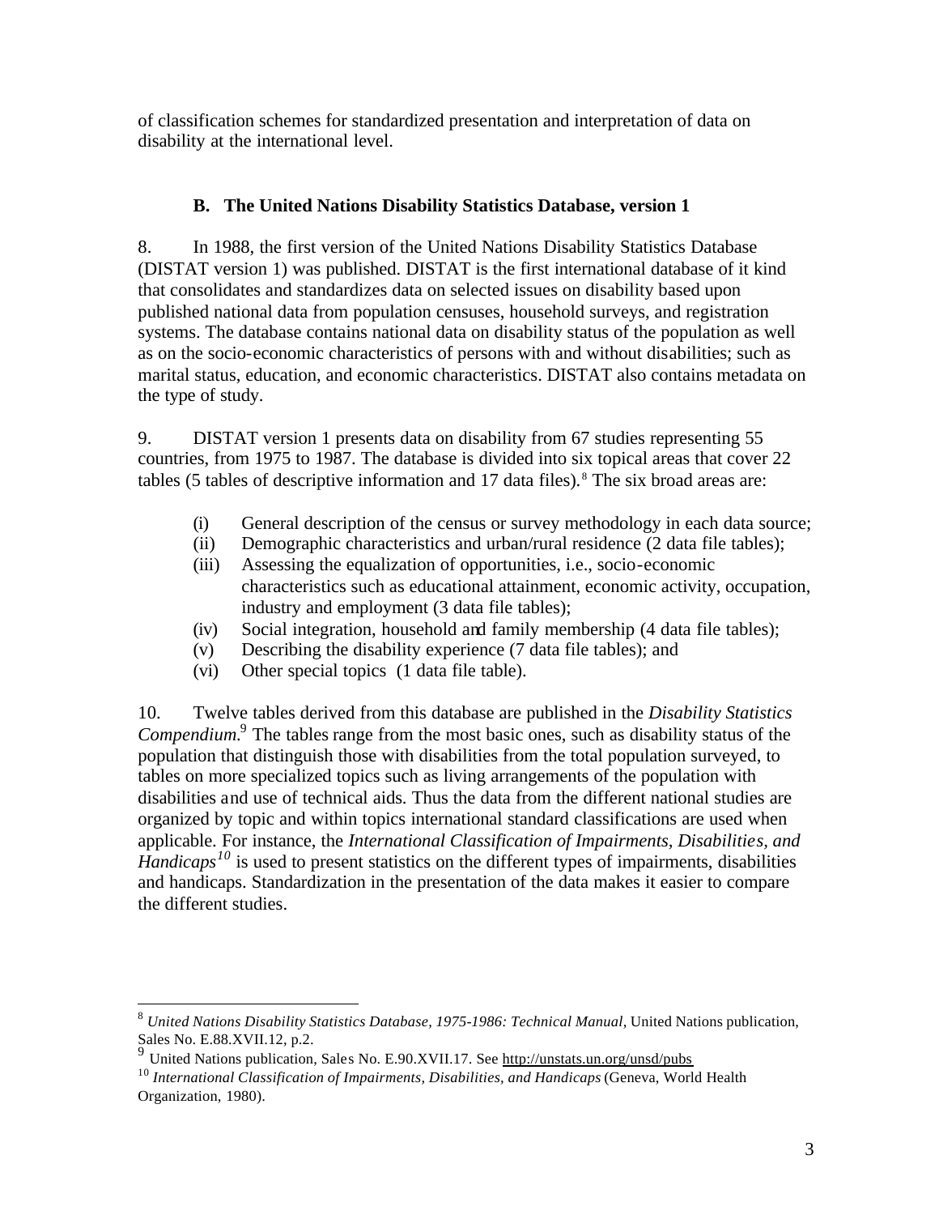of classification schemes for standardized presentation and interpretation of data on disability at the international level.

### B. The United Nations Disability Statistics Database, version 1

8. In 1988, the first version of the United Nations Disability Statistics Database (DISTAT version 1) was published. DISTAT is the first international database of it kind that consolidates and standardizes data on selected issues on disability based upon published national data from population censuses, household surveys, and registration systems. The database contains national data on disability status of the population as well as on the socio-economic characteristics of persons with and without disabilities; such as marital status, education, and economic characteristics. DISTAT also contains metadata on the type of study.

9. DISTAT version 1 presents data on disability from 67 studies representing 55 countries, from 1975 to 1987. The database is divided into six topical areas that cover 22 tables (5 tables of descriptive information and 17 data files).[8] The six broad areas are:

- (i) General description of the census or survey methodology in each data source;
- (ii) Demographic characteristics and urban/rural residence (2 data file tables);
- (iii) Assessing the equalization of opportunities, i.e., socio-economic characteristics such as educational attainment, economic activity, occupation, industry and employment (3 data file tables);
- (iv) Social integration, household and family membership (4 data file tables);
- (v) Describing the disability experience (7 data file tables); and
- (vi) Other special topics (1 data file table).

10. Twelve tables derived from this database are published in the *Disability Statistics Compendium*.[9] The tables range from the most basic ones, such as disability status of the population that distinguish those with disabilities from the total population surveyed, to tables on more specialized topics such as living arrangements of the population with disabilities and use of technical aids. Thus the data from the different national studies are organized by topic and within topics international standard classifications are used when applicable. For instance, the *International Classification of Impairments, Disabilities, and Handicaps*[10] is used to present statistics on the different types of impairments, disabilities and handicaps. Standardization in the presentation of the data makes it easier to compare the different studies.

---

[8] *United Nations Disability Statistics Database, 1975-1986: Technical Manual*, United Nations publication, Sales No. E.88.XVII.12, p.2.

[9] United Nations publication, Sales No. E.90.XVII.17. See http://unstats.un.org/unsd/pubs

[10] *International Classification of Impairments, Disabilities, and Handicaps* (Geneva, World Health Organization, 1980).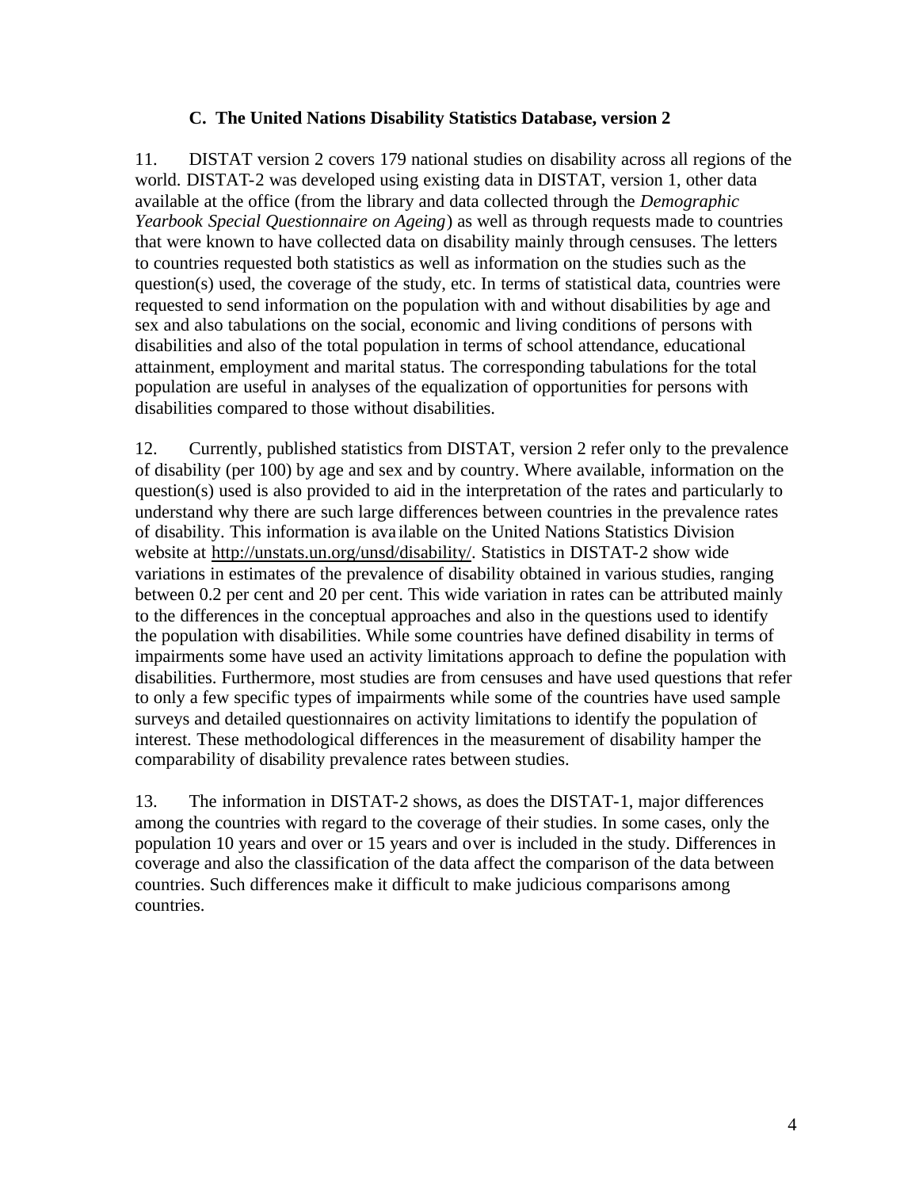### C. The United Nations Disability Statistics Database, version 2

11. DISTAT version 2 covers 179 national studies on disability across all regions of the world. DISTAT-2 was developed using existing data in DISTAT, version 1, other data available at the office (from the library and data collected through the *Demographic Yearbook Special Questionnaire on Ageing*) as well as through requests made to countries that were known to have collected data on disability mainly through censuses. The letters to countries requested both statistics as well as information on the studies such as the question(s) used, the coverage of the study, etc. In terms of statistical data, countries were requested to send information on the population with and without disabilities by age and sex and also tabulations on the social, economic and living conditions of persons with disabilities and also of the total population in terms of school attendance, educational attainment, employment and marital status. The corresponding tabulations for the total population are useful in analyses of the equalization of opportunities for persons with disabilities compared to those without disabilities.

12. Currently, published statistics from DISTAT, version 2 refer only to the prevalence of disability (per 100) by age and sex and by country. Where available, information on the question(s) used is also provided to aid in the interpretation of the rates and particularly to understand why there are such large differences between countries in the prevalence rates of disability. This information is available on the United Nations Statistics Division website at http://unstats.un.org/unsd/disability/. Statistics in DISTAT-2 show wide variations in estimates of the prevalence of disability obtained in various studies, ranging between 0.2 per cent and 20 per cent. This wide variation in rates can be attributed mainly to the differences in the conceptual approaches and also in the questions used to identify the population with disabilities. While some countries have defined disability in terms of impairments some have used an activity limitations approach to define the population with disabilities. Furthermore, most studies are from censuses and have used questions that refer to only a few specific types of impairments while some of the countries have used sample surveys and detailed questionnaires on activity limitations to identify the population of interest. These methodological differences in the measurement of disability hamper the comparability of disability prevalence rates between studies.

13. The information in DISTAT-2 shows, as does the DISTAT-1, major differences among the countries with regard to the coverage of their studies. In some cases, only the population 10 years and over or 15 years and over is included in the study. Differences in coverage and also the classification of the data affect the comparison of the data between countries. Such differences make it difficult to make judicious comparisons among countries.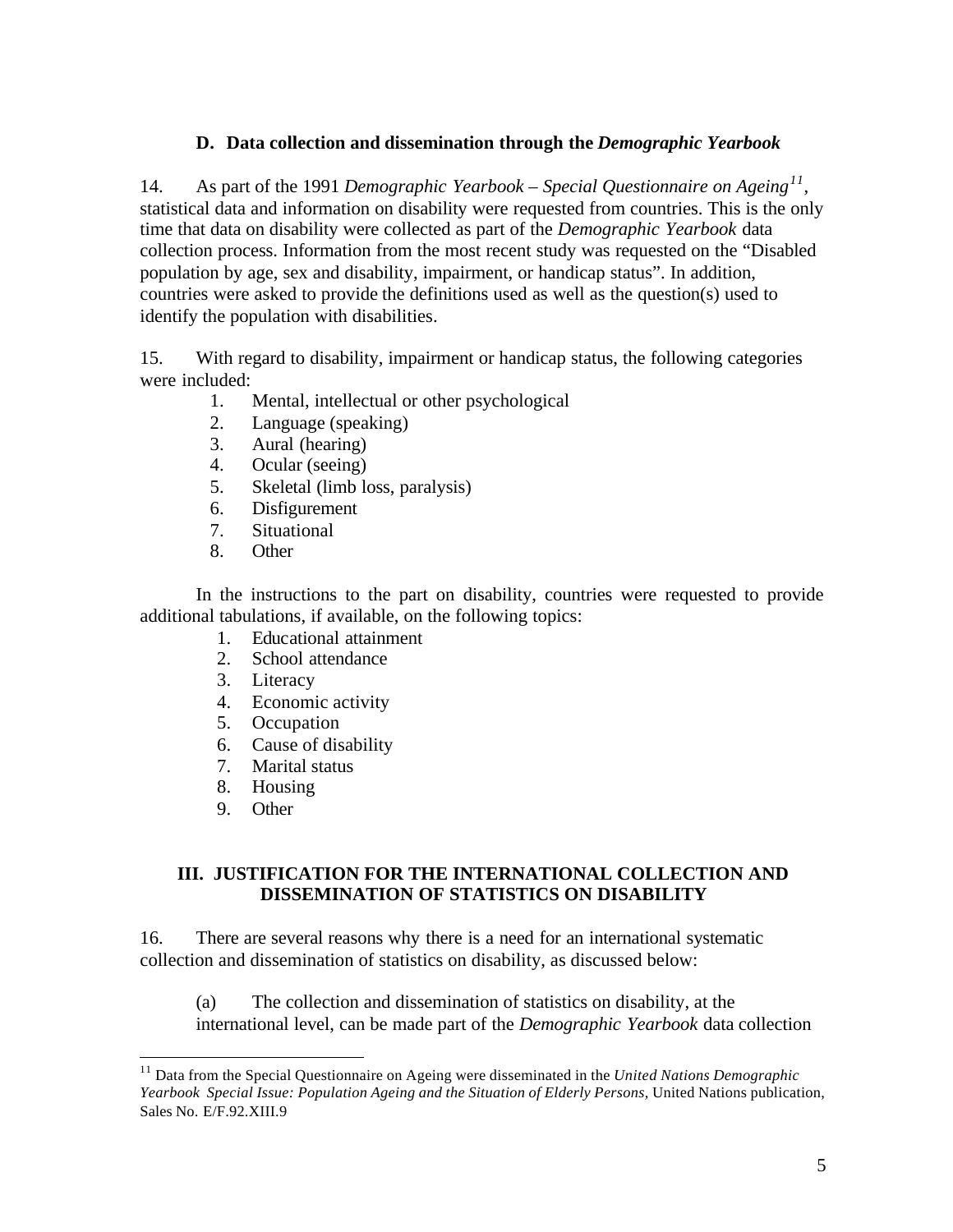### D. Data collection and dissemination through the *Demographic Yearbook*

14. As part of the 1991 *Demographic Yearbook – Special Questionnaire on Ageing*[11], statistical data and information on disability were requested from countries. This is the only time that data on disability were collected as part of the *Demographic Yearbook* data collection process. Information from the most recent study was requested on the "Disabled population by age, sex and disability, impairment, or handicap status". In addition, countries were asked to provide the definitions used as well as the question(s) used to identify the population with disabilities.

15. With regard to disability, impairment or handicap status, the following categories were included:

1. Mental, intellectual or other psychological
2. Language (speaking)
3. Aural (hearing)
4. Ocular (seeing)
5. Skeletal (limb loss, paralysis)
6. Disfigurement
7. Situational
8. Other

In the instructions to the part on disability, countries were requested to provide additional tabulations, if available, on the following topics:

1. Educational attainment
2. School attendance
3. Literacy
4. Economic activity
5. Occupation
6. Cause of disability
7. Marital status
8. Housing
9. Other

## III. JUSTIFICATION FOR THE INTERNATIONAL COLLECTION AND DISSEMINATION OF STATISTICS ON DISABILITY

16. There are several reasons why there is a need for an international systematic collection and dissemination of statistics on disability, as discussed below:

(a) The collection and dissemination of statistics on disability, at the international level, can be made part of the *Demographic Yearbook* data collection

---

[11] Data from the Special Questionnaire on Ageing were disseminated in the *United Nations Demographic Yearbook Special Issue: Population Ageing and the Situation of Elderly Persons,* United Nations publication, Sales No. E/F.92.XIII.9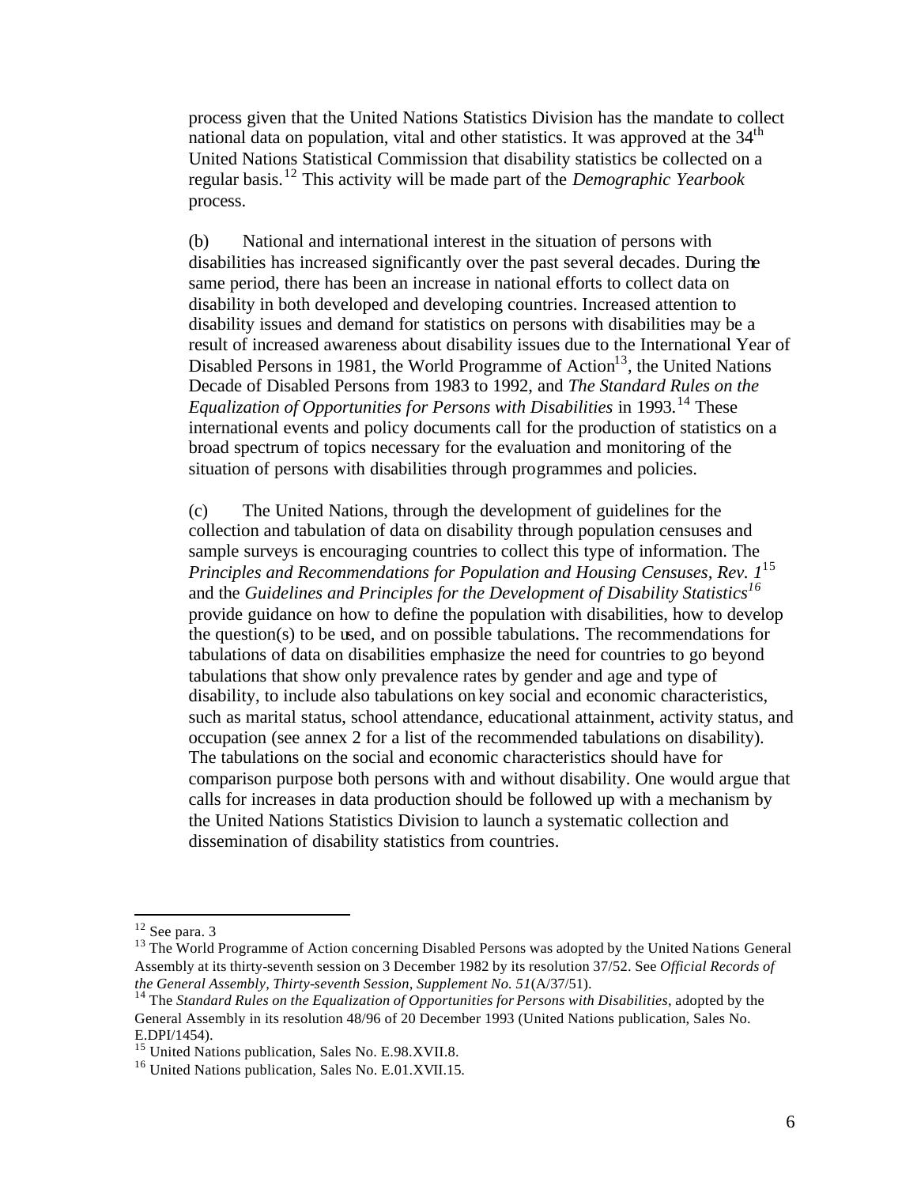process given that the United Nations Statistics Division has the mandate to collect national data on population, vital and other statistics. It was approved at the 34th United Nations Statistical Commission that disability statistics be collected on a regular basis.[12] This activity will be made part of the *Demographic Yearbook* process.

(b) National and international interest in the situation of persons with disabilities has increased significantly over the past several decades. During the same period, there has been an increase in national efforts to collect data on disability in both developed and developing countries. Increased attention to disability issues and demand for statistics on persons with disabilities may be a result of increased awareness about disability issues due to the International Year of Disabled Persons in 1981, the World Programme of Action[13], the United Nations Decade of Disabled Persons from 1983 to 1992, and *The Standard Rules on the Equalization of Opportunities for Persons with Disabilities* in 1993.[14] These international events and policy documents call for the production of statistics on a broad spectrum of topics necessary for the evaluation and monitoring of the situation of persons with disabilities through programmes and policies.

(c) The United Nations, through the development of guidelines for the collection and tabulation of data on disability through population censuses and sample surveys is encouraging countries to collect this type of information. The *Principles and Recommendations for Population and Housing Censuses, Rev. 1*[15] and the *Guidelines and Principles for the Development of Disability Statistics*[16] provide guidance on how to define the population with disabilities, how to develop the question(s) to be used, and on possible tabulations. The recommendations for tabulations of data on disabilities emphasize the need for countries to go beyond tabulations that show only prevalence rates by gender and age and type of disability, to include also tabulations on key social and economic characteristics, such as marital status, school attendance, educational attainment, activity status, and occupation (see annex 2 for a list of the recommended tabulations on disability). The tabulations on the social and economic characteristics should have for comparison purpose both persons with and without disability. One would argue that calls for increases in data production should be followed up with a mechanism by the United Nations Statistics Division to launch a systematic collection and dissemination of disability statistics from countries.

---

[12] See para. 3

[13] The World Programme of Action concerning Disabled Persons was adopted by the United Nations General Assembly at its thirty-seventh session on 3 December 1982 by its resolution 37/52. See *Official Records of the General Assembly, Thirty-seventh Session, Supplement No. 51*(A/37/51).

[14] The *Standard Rules on the Equalization of Opportunities for Persons with Disabilities*, adopted by the General Assembly in its resolution 48/96 of 20 December 1993 (United Nations publication, Sales No. E.DPI/1454).

[15] United Nations publication, Sales No. E.98.XVII.8.

[16] United Nations publication, Sales No. E.01.XVII.15.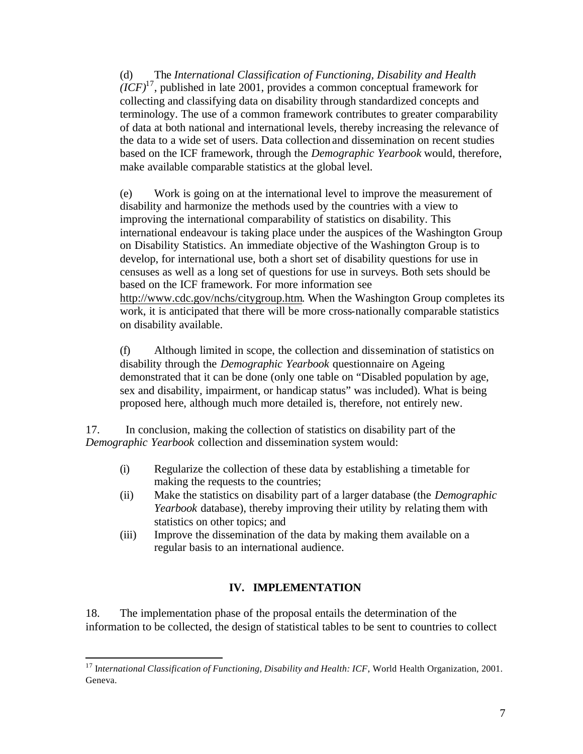(d) The *International Classification of Functioning, Disability and Health (ICF)*[17], published in late 2001, provides a common conceptual framework for collecting and classifying data on disability through standardized concepts and terminology. The use of a common framework contributes to greater comparability of data at both national and international levels, thereby increasing the relevance of the data to a wide set of users. Data collection and dissemination on recent studies based on the ICF framework, through the *Demographic Yearbook* would, therefore, make available comparable statistics at the global level.

(e) Work is going on at the international level to improve the measurement of disability and harmonize the methods used by the countries with a view to improving the international comparability of statistics on disability. This international endeavour is taking place under the auspices of the Washington Group on Disability Statistics. An immediate objective of the Washington Group is to develop, for international use, both a short set of disability questions for use in censuses as well as a long set of questions for use in surveys. Both sets should be based on the ICF framework. For more information see http://www.cdc.gov/nchs/citygroup.htm. When the Washington Group completes its work, it is anticipated that there will be more cross-nationally comparable statistics on disability available.

(f) Although limited in scope, the collection and dissemination of statistics on disability through the *Demographic Yearbook* questionnaire on Ageing demonstrated that it can be done (only one table on "Disabled population by age, sex and disability, impairment, or handicap status" was included). What is being proposed here, although much more detailed is, therefore, not entirely new.

17. In conclusion, making the collection of statistics on disability part of the *Demographic Yearbook* collection and dissemination system would:

(i) Regularize the collection of these data by establishing a timetable for making the requests to the countries;
(ii) Make the statistics on disability part of a larger database (the *Demographic Yearbook* database), thereby improving their utility by relating them with statistics on other topics; and
(iii) Improve the dissemination of the data by making them available on a regular basis to an international audience.

## IV. IMPLEMENTATION

18. The implementation phase of the proposal entails the determination of the information to be collected, the design of statistical tables to be sent to countries to collect

[17] *International Classification of Functioning, Disability and Health: ICF*, World Health Organization, 2001. Geneva.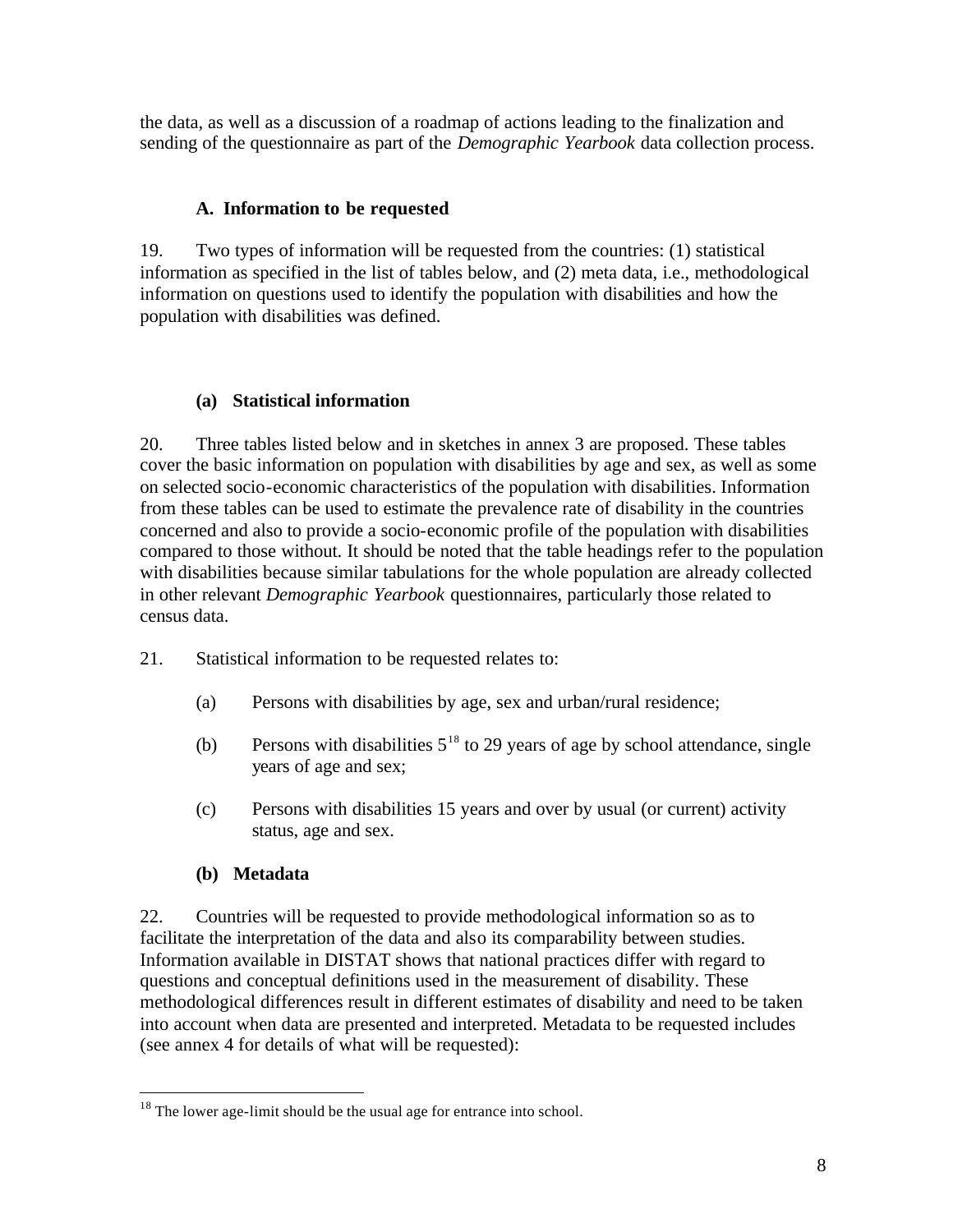the data, as well as a discussion of a roadmap of actions leading to the finalization and sending of the questionnaire as part of the *Demographic Yearbook* data collection process.

### A. Information to be requested

19. Two types of information will be requested from the countries: (1) statistical information as specified in the list of tables below, and (2) meta data, i.e., methodological information on questions used to identify the population with disabilities and how the population with disabilities was defined.

#### (a) Statistical information

20. Three tables listed below and in sketches in annex 3 are proposed. These tables cover the basic information on population with disabilities by age and sex, as well as some on selected socio-economic characteristics of the population with disabilities. Information from these tables can be used to estimate the prevalence rate of disability in the countries concerned and also to provide a socio-economic profile of the population with disabilities compared to those without. It should be noted that the table headings refer to the population with disabilities because similar tabulations for the whole population are already collected in other relevant *Demographic Yearbook* questionnaires, particularly those related to census data.

21. Statistical information to be requested relates to:

(a) Persons with disabilities by age, sex and urban/rural residence;

(b) Persons with disabilities 5[18] to 29 years of age by school attendance, single years of age and sex;

(c) Persons with disabilities 15 years and over by usual (or current) activity status, age and sex.

#### (b) Metadata

22. Countries will be requested to provide methodological information so as to facilitate the interpretation of the data and also its comparability between studies. Information available in DISTAT shows that national practices differ with regard to questions and conceptual definitions used in the measurement of disability. These methodological differences result in different estimates of disability and need to be taken into account when data are presented and interpreted. Metadata to be requested includes (see annex 4 for details of what will be requested):

---

[18] The lower age-limit should be the usual age for entrance into school.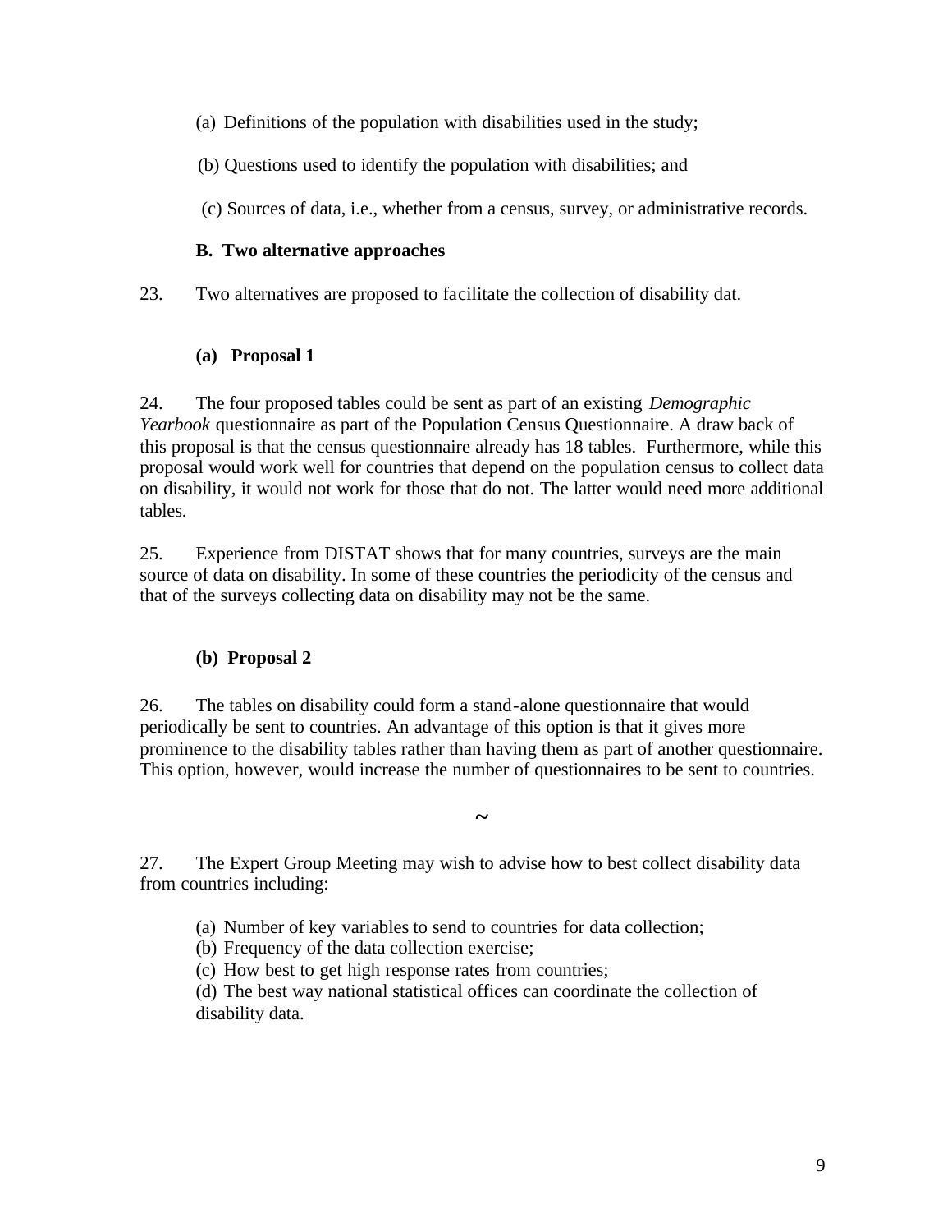(a) Definitions of the population with disabilities used in the study;

(b) Questions used to identify the population with disabilities; and

(c) Sources of data, i.e., whether from a census, survey, or administrative records.

### B. Two alternative approaches

23. Two alternatives are proposed to facilitate the collection of disability dat.

#### (a) Proposal 1

24. The four proposed tables could be sent as part of an existing *Demographic Yearbook* questionnaire as part of the Population Census Questionnaire. A draw back of this proposal is that the census questionnaire already has 18 tables. Furthermore, while this proposal would work well for countries that depend on the population census to collect data on disability, it would not work for those that do not. The latter would need more additional tables.

25. Experience from DISTAT shows that for many countries, surveys are the main source of data on disability. In some of these countries the periodicity of the census and that of the surveys collecting data on disability may not be the same.

#### (b) Proposal 2

26. The tables on disability could form a stand-alone questionnaire that would periodically be sent to countries. An advantage of this option is that it gives more prominence to the disability tables rather than having them as part of another questionnaire. This option, however, would increase the number of questionnaires to be sent to countries.

~

27. The Expert Group Meeting may wish to advise how to best collect disability data from countries including:

(a) Number of key variables to send to countries for data collection;
(b) Frequency of the data collection exercise;
(c) How best to get high response rates from countries;
(d) The best way national statistical offices can coordinate the collection of disability data.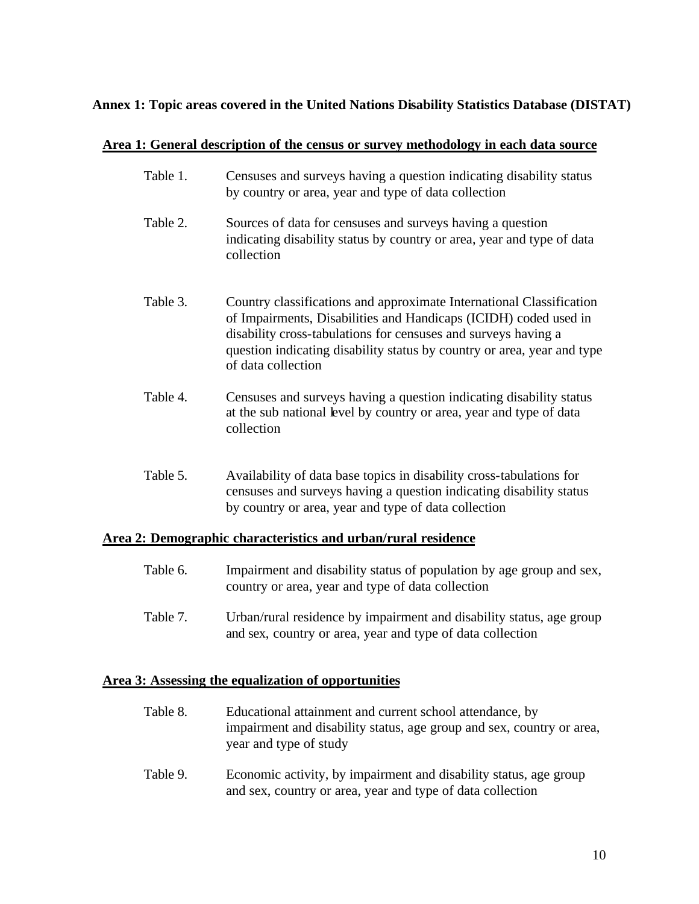**Annex 1: Topic areas covered in the United Nations Disability Statistics Database (DISTAT)**

**Area 1: General description of the census or survey methodology in each data source**

Table 1. Censuses and surveys having a question indicating disability status by country or area, year and type of data collection

Table 2. Sources of data for censuses and surveys having a question indicating disability status by country or area, year and type of data collection

Table 3. Country classifications and approximate International Classification of Impairments, Disabilities and Handicaps (ICIDH) coded used in disability cross-tabulations for censuses and surveys having a question indicating disability status by country or area, year and type of data collection

Table 4. Censuses and surveys having a question indicating disability status at the sub national level by country or area, year and type of data collection

Table 5. Availability of data base topics in disability cross-tabulations for censuses and surveys having a question indicating disability status by country or area, year and type of data collection

**Area 2: Demographic characteristics and urban/rural residence**

Table 6. Impairment and disability status of population by age group and sex, country or area, year and type of data collection

Table 7. Urban/rural residence by impairment and disability status, age group and sex, country or area, year and type of data collection

**Area 3: Assessing the equalization of opportunities**

Table 8. Educational attainment and current school attendance, by impairment and disability status, age group and sex, country or area, year and type of study

Table 9. Economic activity, by impairment and disability status, age group and sex, country or area, year and type of data collection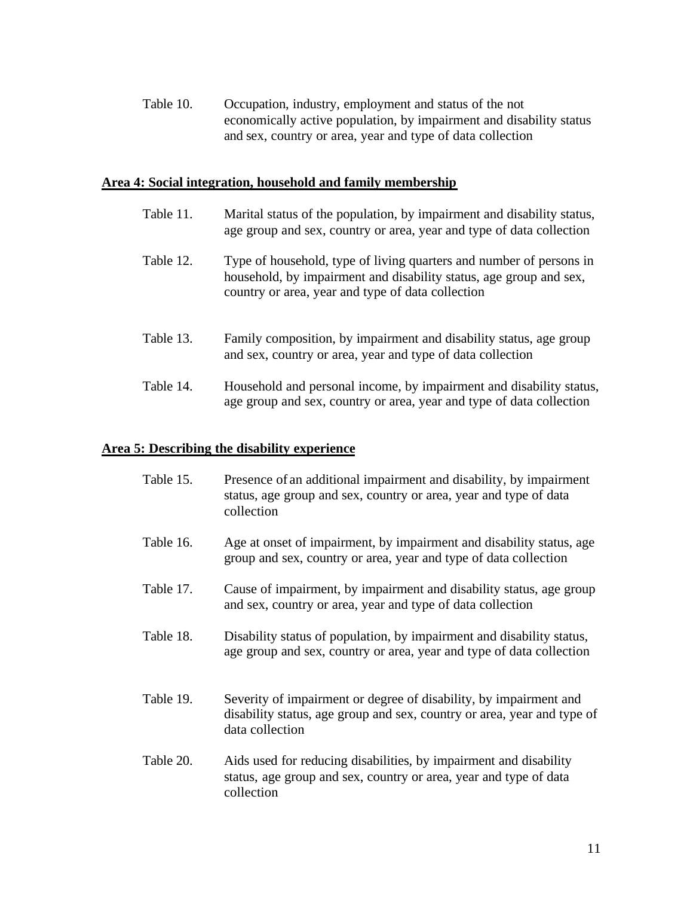Table 10. Occupation, industry, employment and status of the not economically active population, by impairment and disability status and sex, country or area, year and type of data collection

**Area 4: Social integration, household and family membership**

Table 11. Marital status of the population, by impairment and disability status, age group and sex, country or area, year and type of data collection

Table 12. Type of household, type of living quarters and number of persons in household, by impairment and disability status, age group and sex, country or area, year and type of data collection

Table 13. Family composition, by impairment and disability status, age group and sex, country or area, year and type of data collection

Table 14. Household and personal income, by impairment and disability status, age group and sex, country or area, year and type of data collection

**Area 5: Describing the disability experience**

Table 15. Presence of an additional impairment and disability, by impairment status, age group and sex, country or area, year and type of data collection

Table 16. Age at onset of impairment, by impairment and disability status, age group and sex, country or area, year and type of data collection

Table 17. Cause of impairment, by impairment and disability status, age group and sex, country or area, year and type of data collection

Table 18. Disability status of population, by impairment and disability status, age group and sex, country or area, year and type of data collection

Table 19. Severity of impairment or degree of disability, by impairment and disability status, age group and sex, country or area, year and type of data collection

Table 20. Aids used for reducing disabilities, by impairment and disability status, age group and sex, country or area, year and type of data collection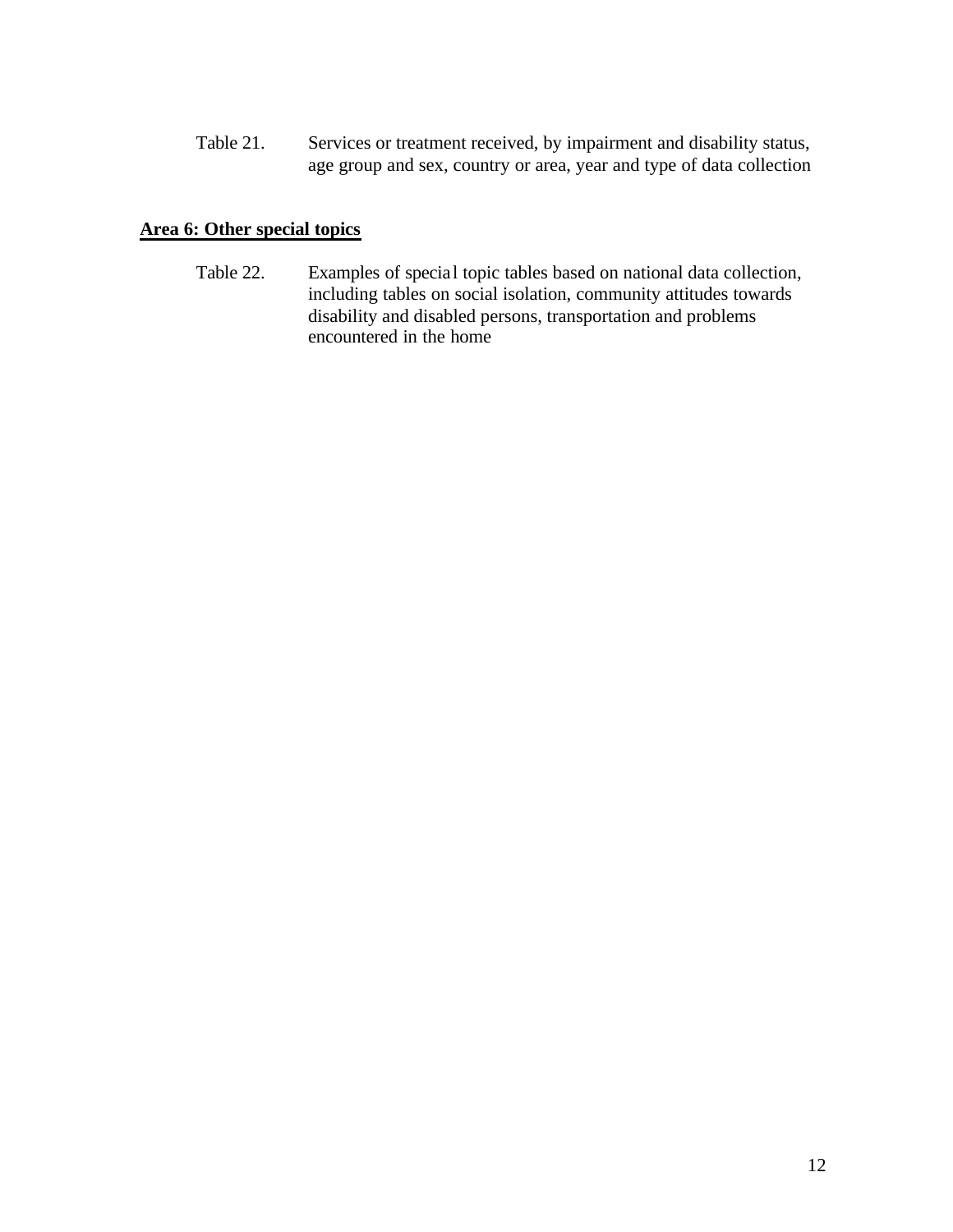Table 21. Services or treatment received, by impairment and disability status, age group and sex, country or area, year and type of data collection

**Area 6: Other special topics**

Table 22. Examples of special topic tables based on national data collection, including tables on social isolation, community attitudes towards disability and disabled persons, transportation and problems encountered in the home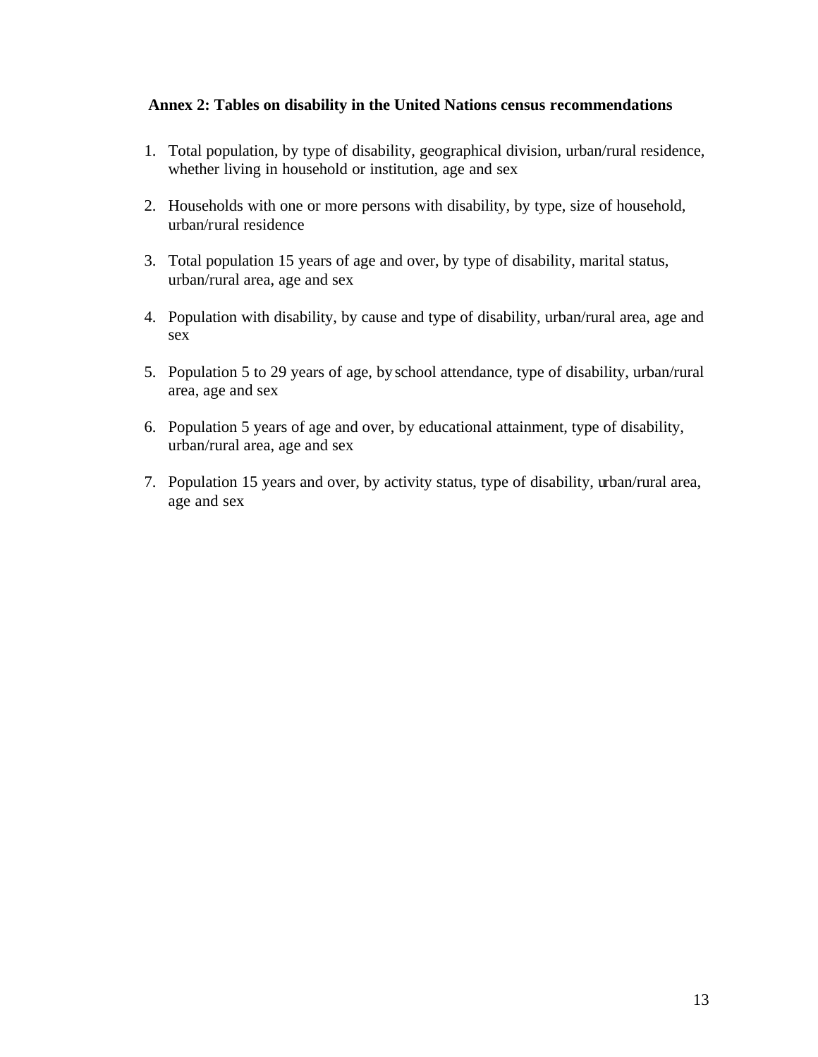## Annex 2: Tables on disability in the United Nations census recommendations

1. Total population, by type of disability, geographical division, urban/rural residence, whether living in household or institution, age and sex

2. Households with one or more persons with disability, by type, size of household, urban/rural residence

3. Total population 15 years of age and over, by type of disability, marital status, urban/rural area, age and sex

4. Population with disability, by cause and type of disability, urban/rural area, age and sex

5. Population 5 to 29 years of age, by school attendance, type of disability, urban/rural area, age and sex

6. Population 5 years of age and over, by educational attainment, type of disability, urban/rural area, age and sex

7. Population 15 years and over, by activity status, type of disability, urban/rural area, age and sex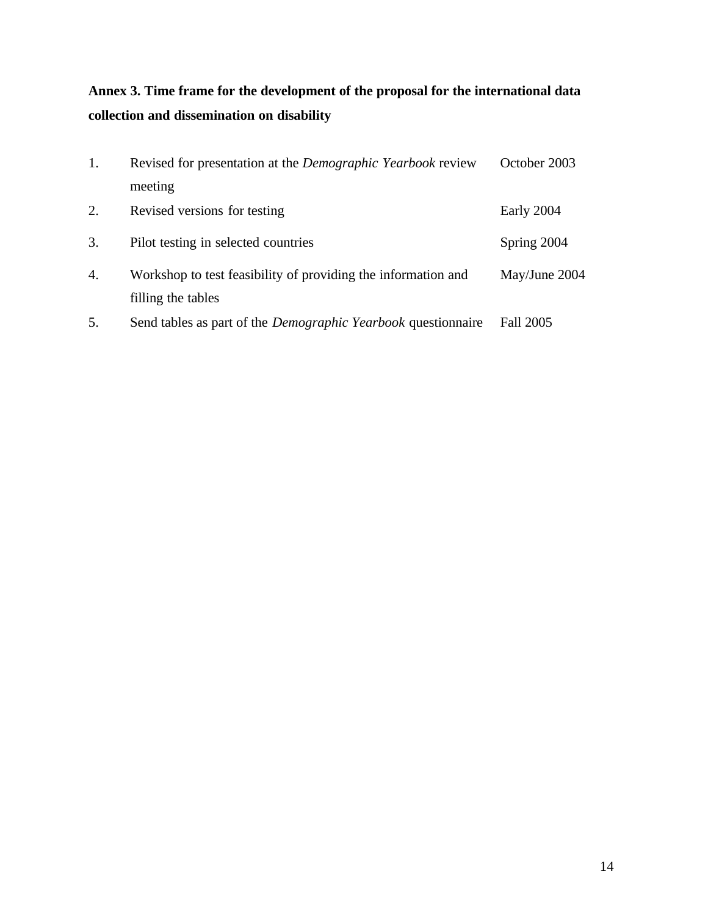**Annex 3. Time frame for the development of the proposal for the international data collection and dissemination on disability**

| | | |
|---|---|---|
| 1. | Revised for presentation at the *Demographic Yearbook* review meeting | October 2003 |
| 2. | Revised versions for testing | Early 2004 |
| 3. | Pilot testing in selected countries | Spring 2004 |
| 4. | Workshop to test feasibility of providing the information and filling the tables | May/June 2004 |
| 5. | Send tables as part of the *Demographic Yearbook* questionnaire | Fall 2005 |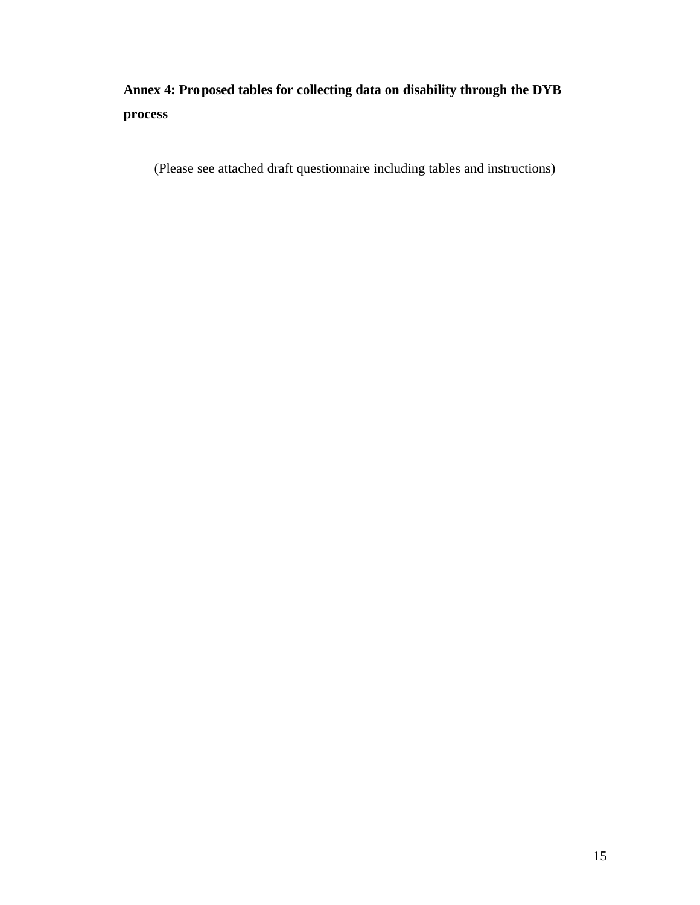**Annex 4: Proposed tables for collecting data on disability through the DYB process**

(Please see attached draft questionnaire including tables and instructions)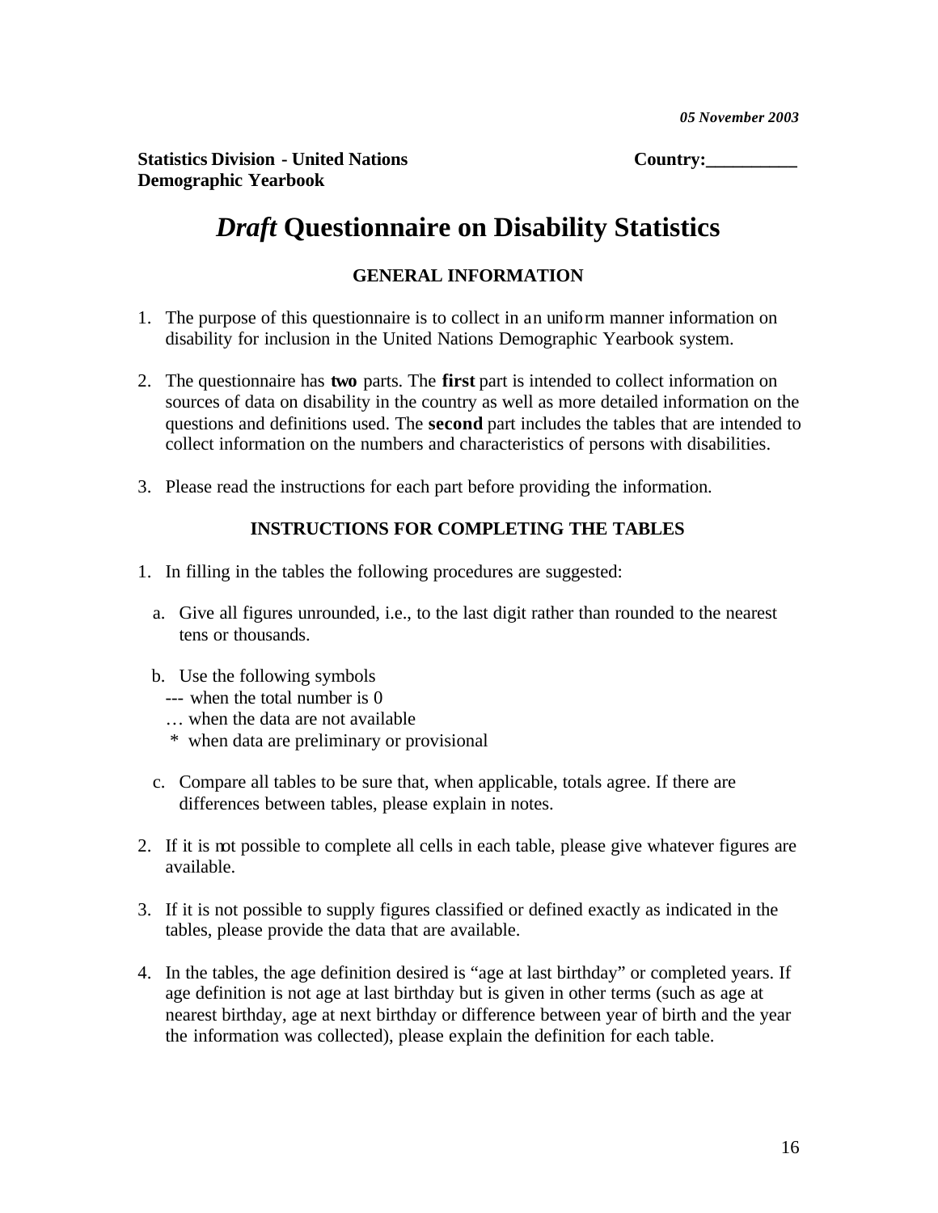*05 November 2003*

**Statistics Division - United Nations** **Country:__________**
**Demographic Yearbook**

# ***Draft* Questionnaire on Disability Statistics**

## GENERAL INFORMATION

1. The purpose of this questionnaire is to collect in an uniform manner information on disability for inclusion in the United Nations Demographic Yearbook system.

2. The questionnaire has **two** parts. The **first** part is intended to collect information on sources of data on disability in the country as well as more detailed information on the questions and definitions used. The **second** part includes the tables that are intended to collect information on the numbers and characteristics of persons with disabilities.

3. Please read the instructions for each part before providing the information.

## INSTRUCTIONS FOR COMPLETING THE TABLES

1. In filling in the tables the following procedures are suggested:

   a. Give all figures unrounded, i.e., to the last digit rather than rounded to the nearest tens or thousands.

   b. Use the following symbols
      --- when the total number is 0
      … when the data are not available
      \* when data are preliminary or provisional

   c. Compare all tables to be sure that, when applicable, totals agree. If there are differences between tables, please explain in notes.

2. If it is not possible to complete all cells in each table, please give whatever figures are available.

3. If it is not possible to supply figures classified or defined exactly as indicated in the tables, please provide the data that are available.

4. In the tables, the age definition desired is "age at last birthday" or completed years. If age definition is not age at last birthday but is given in other terms (such as age at nearest birthday, age at next birthday or difference between year of birth and the year the information was collected), please explain the definition for each table.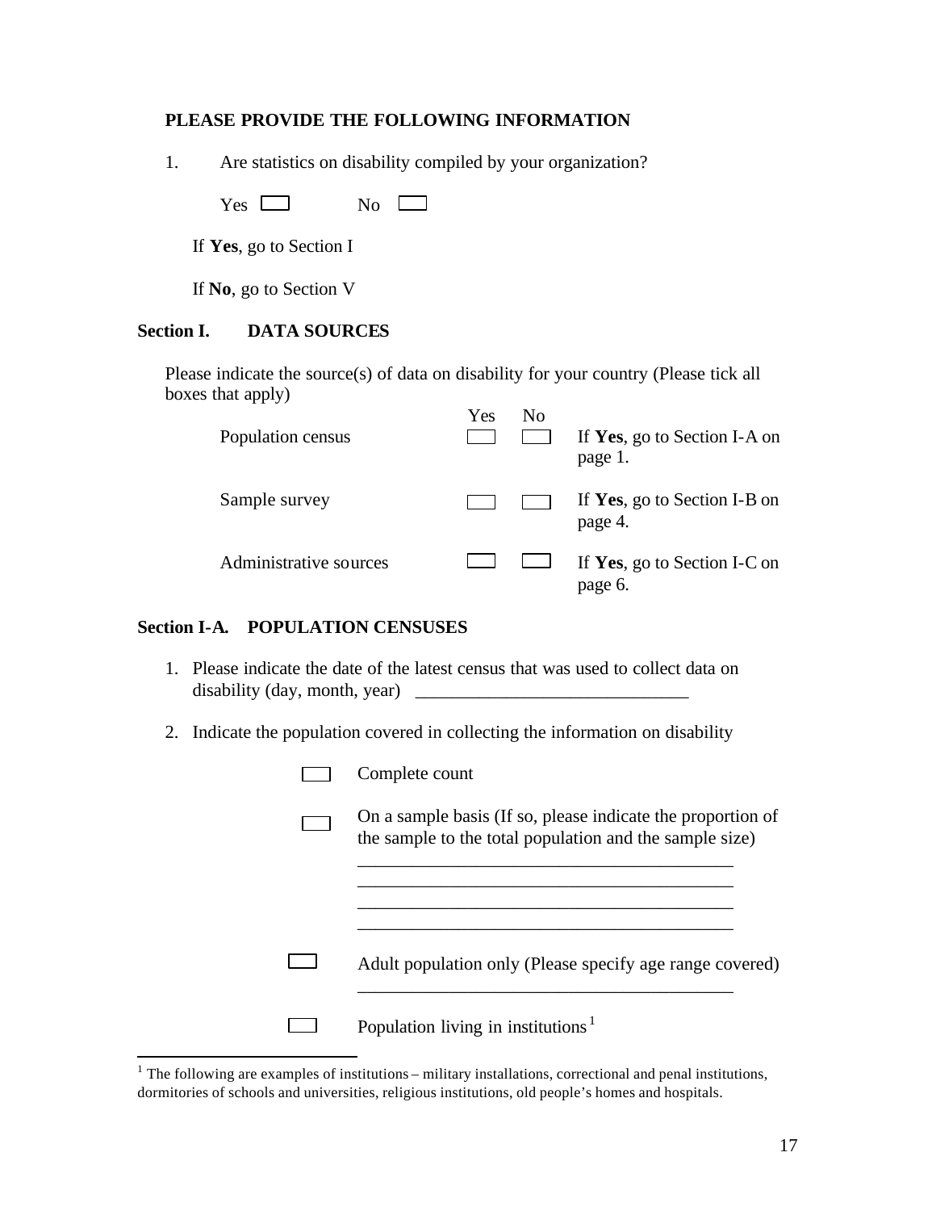**PLEASE PROVIDE THE FOLLOWING INFORMATION**

1. Are statistics on disability compiled by your organization?

   Yes ☐ No ☐

   If **Yes**, go to Section I

   If **No**, go to Section V

## Section I. DATA SOURCES

Please indicate the source(s) of data on disability for your country (Please tick all boxes that apply)

| | Yes | No | |
|---|---|---|---|
| Population census | ☐ | ☐ | If **Yes**, go to Section I-A on page 1. |
| Sample survey | ☐ | ☐ | If **Yes**, go to Section I-B on page 4. |
| Administrative sources | ☐ | ☐ | If **Yes**, go to Section I-C on page 6. |

## Section I-A. POPULATION CENSUSES

1. Please indicate the date of the latest census that was used to collect data on disability (day, month, year) ______________________________

2. Indicate the population covered in collecting the information on disability

   ☐ Complete count

   ☐ On a sample basis (If so, please indicate the proportion of the sample to the total population and the sample size)

   __________________________________________
   __________________________________________
   __________________________________________
   __________________________________________

   ☐ Adult population only (Please specify age range covered)

   __________________________________________

   ☐ Population living in institutions [1]

---

[1] The following are examples of institutions – military installations, correctional and penal institutions, dormitories of schools and universities, religious institutions, old people's homes and hospitals.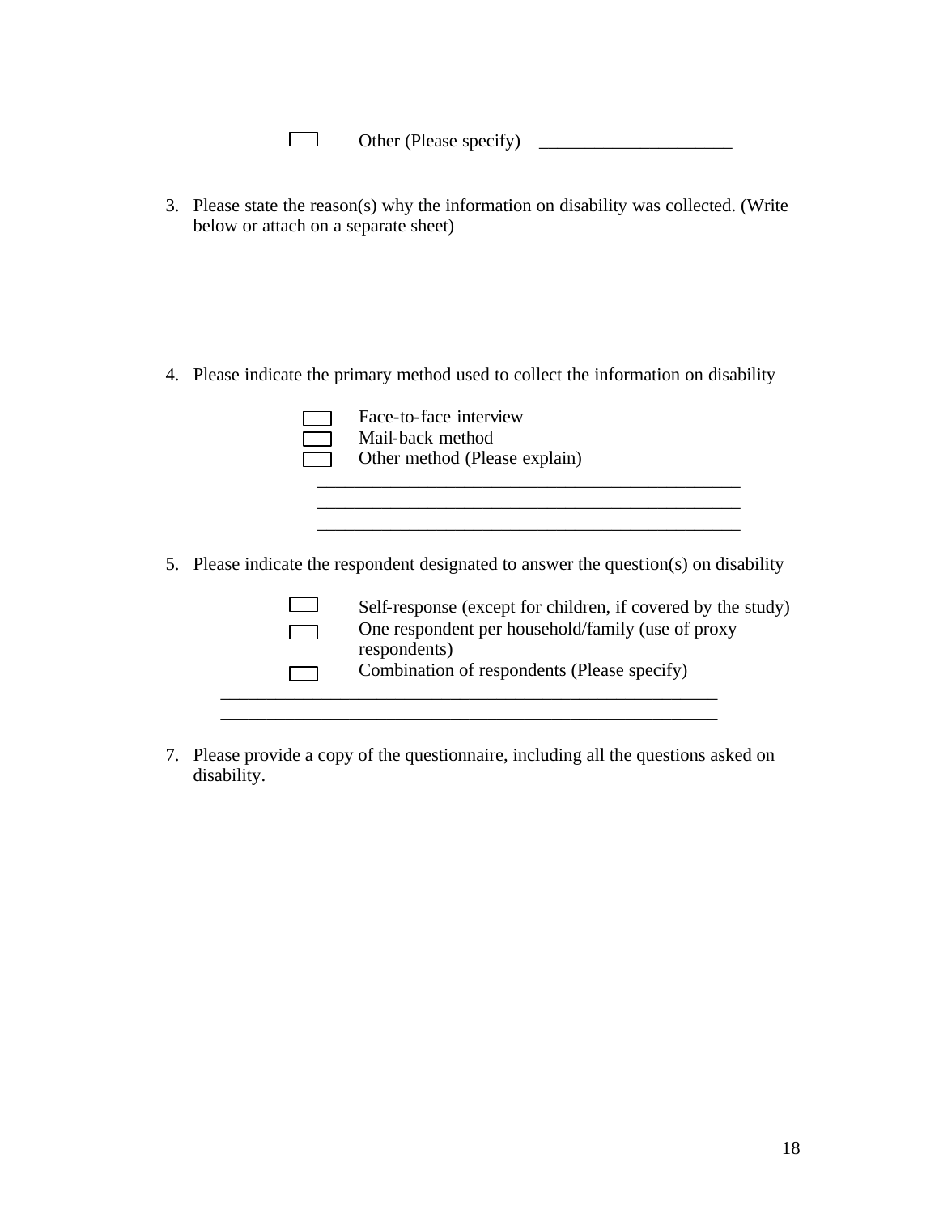☐ Other (Please specify) _____________________

3. Please state the reason(s) why the information on disability was collected. (Write below or attach on a separate sheet)

4. Please indicate the primary method used to collect the information on disability

   ☐ Face-to-face interview
   ☐ Mail-back method
   ☐ Other method (Please explain)

   _______________________________________________
   _______________________________________________
   _______________________________________________

5. Please indicate the respondent designated to answer the question(s) on disability

   ☐ Self-response (except for children, if covered by the study)
   ☐ One respondent per household/family (use of proxy respondents)
   ☐ Combination of respondents (Please specify)

   _______________________________________________________
   _______________________________________________________

7. Please provide a copy of the questionnaire, including all the questions asked on disability.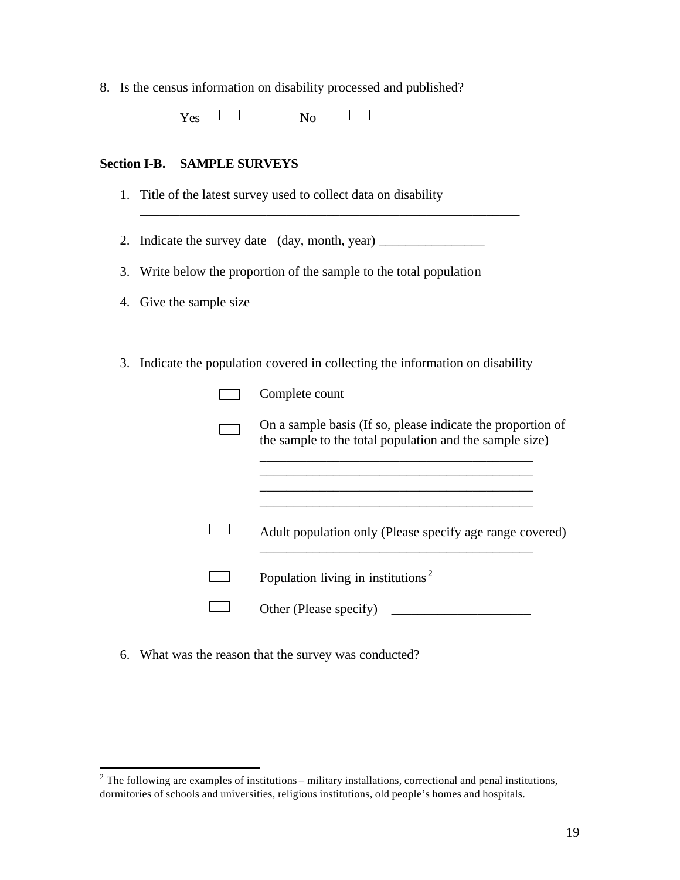8. Is the census information on disability processed and published?

   Yes ☐ No ☐

**Section I-B. SAMPLE SURVEYS**

1. Title of the latest survey used to collect data on disability
   ___________________________________________________________

2. Indicate the survey date (day, month, year) ________________

3. Write below the proportion of the sample to the total population

4. Give the sample size

3. Indicate the population covered in collecting the information on disability

   ☐ Complete count

   ☐ On a sample basis (If so, please indicate the proportion of the sample to the total population and the sample size)
   __________________________________________
   __________________________________________
   __________________________________________
   __________________________________________

   ☐ Adult population only (Please specify age range covered)
   __________________________________________

   ☐ Population living in institutions[2]

   ☐ Other (Please specify) ____________________

6. What was the reason that the survey was conducted?

---

[2] The following are examples of institutions – military installations, correctional and penal institutions, dormitories of schools and universities, religious institutions, old people's homes and hospitals.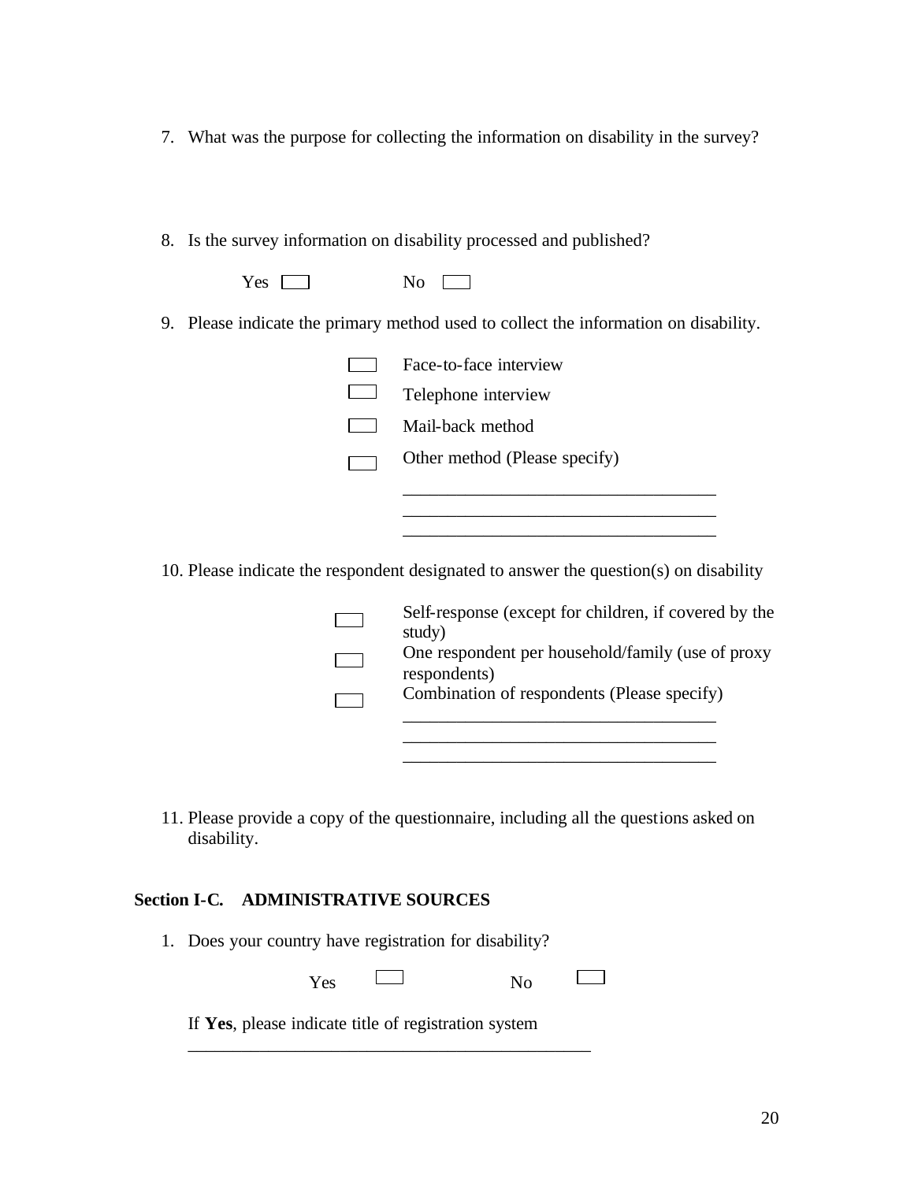7. What was the purpose for collecting the information on disability in the survey?

8. Is the survey information on disability processed and published?

   Yes ☐ No ☐

9. Please indicate the primary method used to collect the information on disability.

   ☐ Face-to-face interview
   
   ☐ Telephone interview
   
   ☐ Mail-back method
   
   ☐ Other method (Please specify)
   
   ___________________________________
   ___________________________________
   ___________________________________

10. Please indicate the respondent designated to answer the question(s) on disability

    ☐ Self-response (except for children, if covered by the study)
    
    ☐ One respondent per household/family (use of proxy respondents)
    
    ☐ Combination of respondents (Please specify)
    
    ___________________________________
    ___________________________________
    ___________________________________

11. Please provide a copy of the questionnaire, including all the questions asked on disability.

### Section I-C. ADMINISTRATIVE SOURCES

1. Does your country have registration for disability?

   Yes ☐ No ☐

   If **Yes**, please indicate title of registration system
   
   _______________________________________________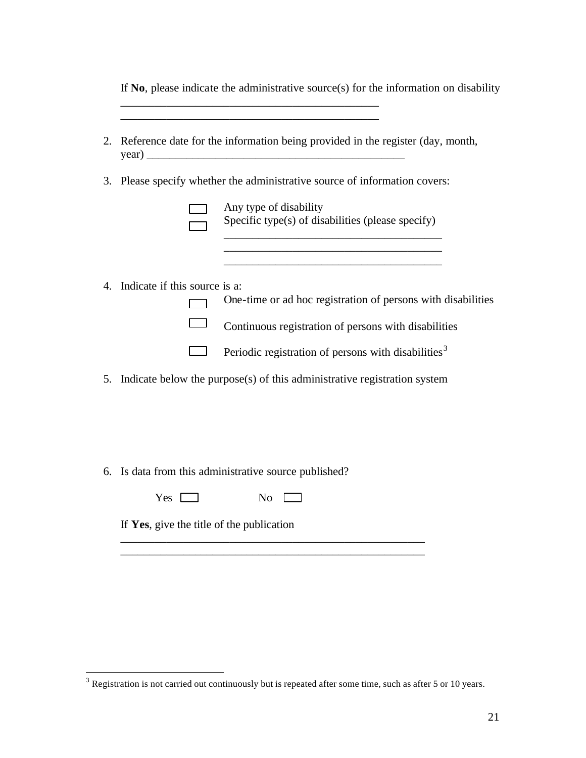If **No**, please indicate the administrative source(s) for the information on disability

_______________________________________________
_______________________________________________

2. Reference date for the information being provided in the register (day, month, year) _______________________________________________

3. Please specify whether the administrative source of information covers:

   ☐ Any type of disability
   ☐ Specific type(s) of disabilities (please specify)
   ________________________________________
   ________________________________________
   ________________________________________

4. Indicate if this source is a:

   ☐ One-time or ad hoc registration of persons with disabilities

   ☐ Continuous registration of persons with disabilities

   ☐ Periodic registration of persons with disabilities[3]

5. Indicate below the purpose(s) of this administrative registration system

6. Is data from this administrative source published?

   Yes ☐ No ☐

   If **Yes**, give the title of the publication
   _______________________________________________________
   _______________________________________________________

[3] Registration is not carried out continuously but is repeated after some time, such as after 5 or 10 years.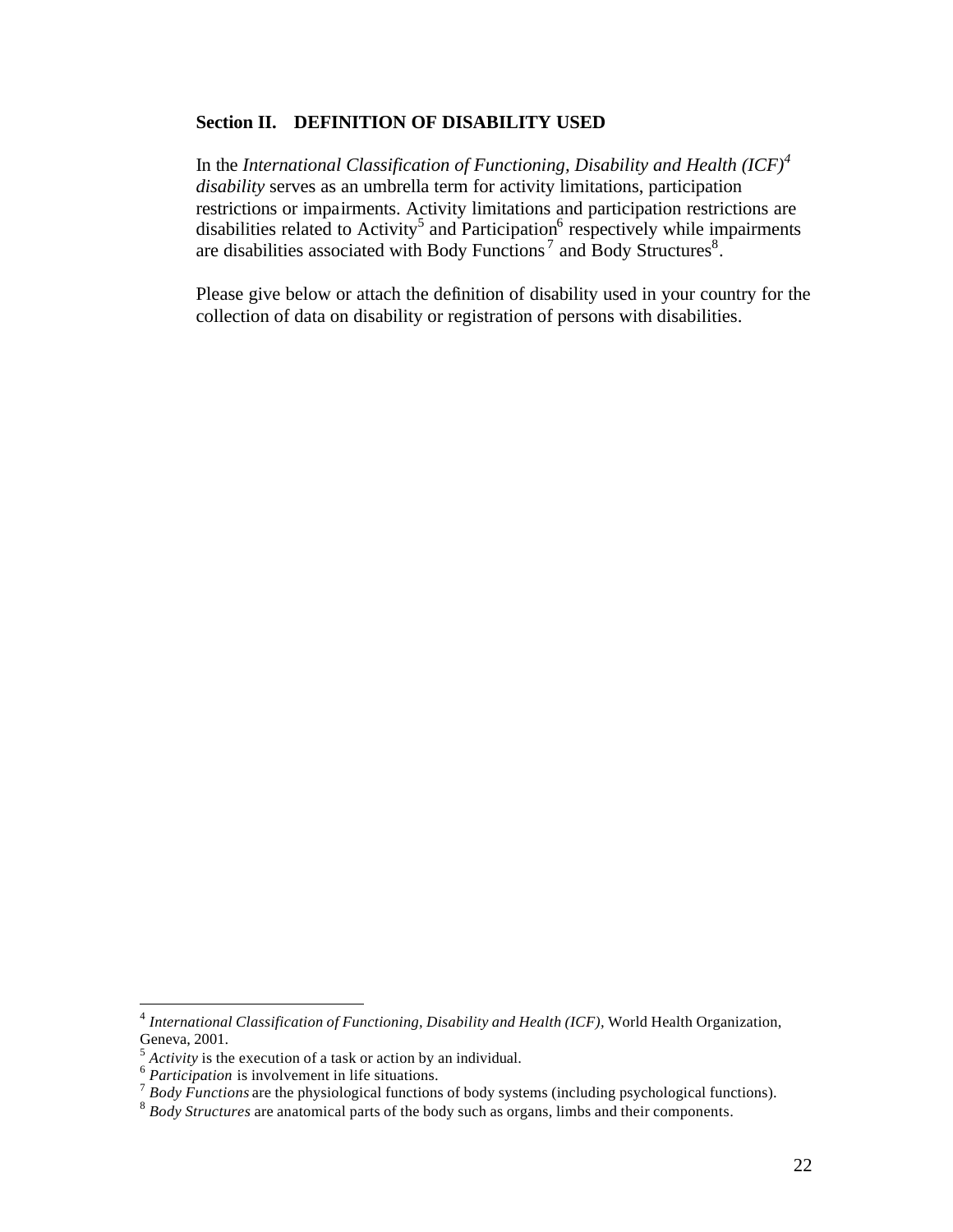## Section II. DEFINITION OF DISABILITY USED

In the *International Classification of Functioning, Disability and Health (ICF)*[4] *disability* serves as an umbrella term for activity limitations, participation restrictions or impairments. Activity limitations and participation restrictions are disabilities related to Activity[5] and Participation[6] respectively while impairments are disabilities associated with Body Functions[7] and Body Structures[8].

Please give below or attach the definition of disability used in your country for the collection of data on disability or registration of persons with disabilities.

---

[4] *International Classification of Functioning, Disability and Health (ICF),* World Health Organization, Geneva, 2001.

[5] *Activity* is the execution of a task or action by an individual.

[6] *Participation* is involvement in life situations.

[7] *Body Functions* are the physiological functions of body systems (including psychological functions).

[8] *Body Structures* are anatomical parts of the body such as organs, limbs and their components.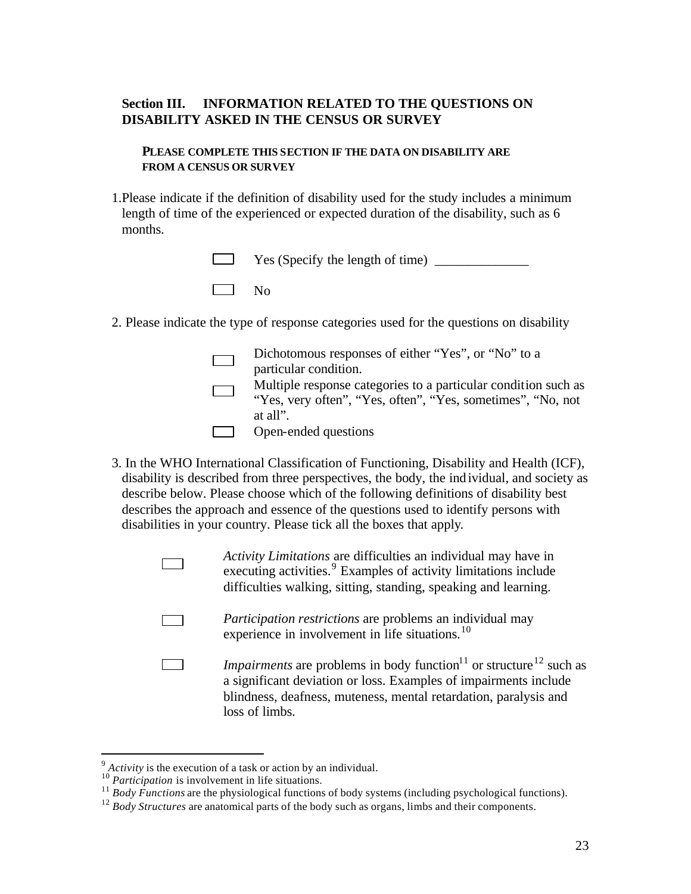## Section III. INFORMATION RELATED TO THE QUESTIONS ON DISABILITY ASKED IN THE CENSUS OR SURVEY

**PLEASE COMPLETE THIS SECTION IF THE DATA ON DISABILITY ARE FROM A CENSUS OR SURVEY**

1. Please indicate if the definition of disability used for the study includes a minimum length of time of the experienced or expected duration of the disability, such as 6 months.

   - [ ] Yes (Specify the length of time) \_\_\_\_\_\_\_\_\_\_\_\_\_\_
   - [ ] No

2. Please indicate the type of response categories used for the questions on disability

   - [ ] Dichotomous responses of either "Yes", or "No" to a particular condition.
   - [ ] Multiple response categories to a particular condition such as "Yes, very often", "Yes, often", "Yes, sometimes", "No, not at all".
   - [ ] Open-ended questions

3. In the WHO International Classification of Functioning, Disability and Health (ICF), disability is described from three perspectives, the body, the individual, and society as describe below. Please choose which of the following definitions of disability best describes the approach and essence of the questions used to identify persons with disabilities in your country. Please tick all the boxes that apply.

   - [ ] *Activity Limitations* are difficulties an individual may have in executing activities.[9] Examples of activity limitations include difficulties walking, sitting, standing, speaking and learning.
   - [ ] *Participation restrictions* are problems an individual may experience in involvement in life situations.[10]
   - [ ] *Impairments* are problems in body function[11] or structure[12] such as a significant deviation or loss. Examples of impairments include blindness, deafness, muteness, mental retardation, paralysis and loss of limbs.

---

[9] *Activity* is the execution of a task or action by an individual.
[10] *Participation* is involvement in life situations.
[11] *Body Functions* are the physiological functions of body systems (including psychological functions).
[12] *Body Structures* are anatomical parts of the body such as organs, limbs and their components.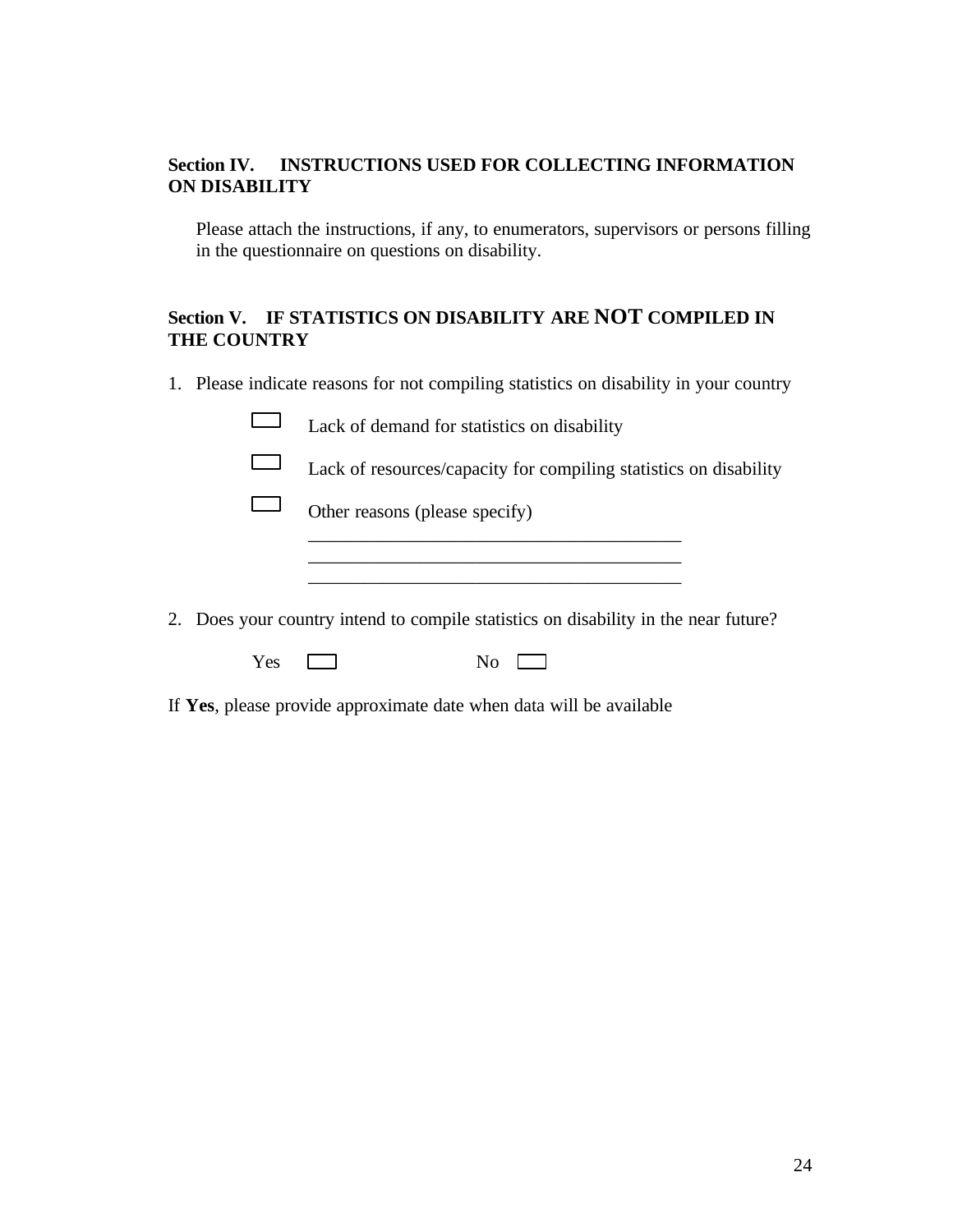## Section IV. INSTRUCTIONS USED FOR COLLECTING INFORMATION ON DISABILITY

Please attach the instructions, if any, to enumerators, supervisors or persons filling in the questionnaire on questions on disability.

## Section V. IF STATISTICS ON DISABILITY ARE **NOT** COMPILED IN THE COUNTRY

1. Please indicate reasons for not compiling statistics on disability in your country

   ☐ Lack of demand for statistics on disability

   ☐ Lack of resources/capacity for compiling statistics on disability

   ☐ Other reasons (please specify)

   ________________________________________
   ________________________________________
   ________________________________________

2. Does your country intend to compile statistics on disability in the near future?

   Yes ☐ No ☐

If **Yes**, please provide approximate date when data will be available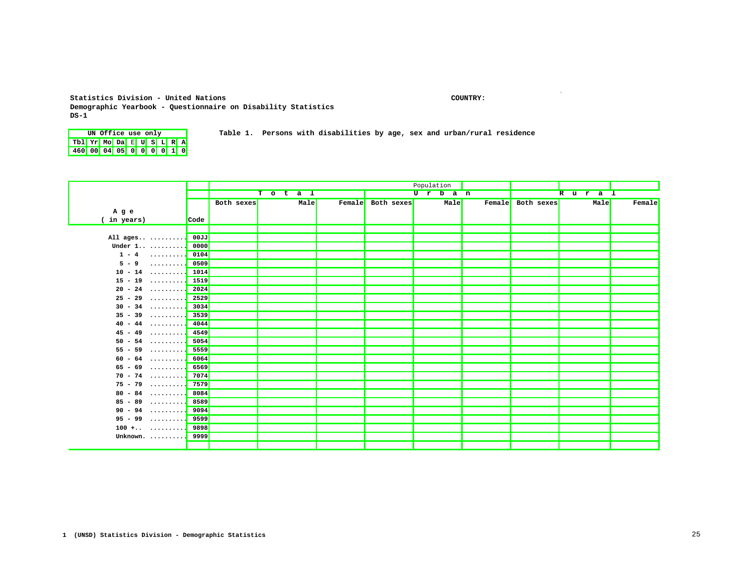Statistics Division - United Nations

Demographic Yearbook - Questionnaire on Disability Statistics

DS-1

COUNTRY:

| UN Office use only | | | | | | | | | |
|---|---|---|---|---|---|---|---|---|---|
| Tbl | Yr | Mo | Da | E | U | S | L | R | A |
| 460 | 00 | 04 | 05 | 0 | 0 | 0 | 0 | 1 | 0 |

**Table 1. Persons with disabilities by age, sex and urban/rural residence**

| Age (in years) | Code | Population | | | | | | | | |
|---|---|---|---|---|---|---|---|---|---|---|
| | | Total | | | Urban | | | Rural | | |
| | | Both sexes | Male | Female | Both sexes | Male | Female | Both sexes | Male | Female |
| All ages.. | 00JJ | | | | | | | | | |
| Under 1.. | 0000 | | | | | | | | | |
| 1 - 4 | 0104 | | | | | | | | | |
| 5 - 9 | 0509 | | | | | | | | | |
| 10 - 14 | 1014 | | | | | | | | | |
| 15 - 19 | 1519 | | | | | | | | | |
| 20 - 24 | 2024 | | | | | | | | | |
| 25 - 29 | 2529 | | | | | | | | | |
| 30 - 34 | 3034 | | | | | | | | | |
| 35 - 39 | 3539 | | | | | | | | | |
| 40 - 44 | 4044 | | | | | | | | | |
| 45 - 49 | 4549 | | | | | | | | | |
| 50 - 54 | 5054 | | | | | | | | | |
| 55 - 59 | 5559 | | | | | | | | | |
| 60 - 64 | 6064 | | | | | | | | | |
| 65 - 69 | 6569 | | | | | | | | | |
| 70 - 74 | 7074 | | | | | | | | | |
| 75 - 79 | 7579 | | | | | | | | | |
| 80 - 84 | 8084 | | | | | | | | | |
| 85 - 89 | 8589 | | | | | | | | | |
| 90 - 94 | 9094 | | | | | | | | | |
| 95 - 99 | 9599 | | | | | | | | | |
| 100 +.. | 9898 | | | | | | | | | |
| Unknown. | 9999 | | | | | | | | | |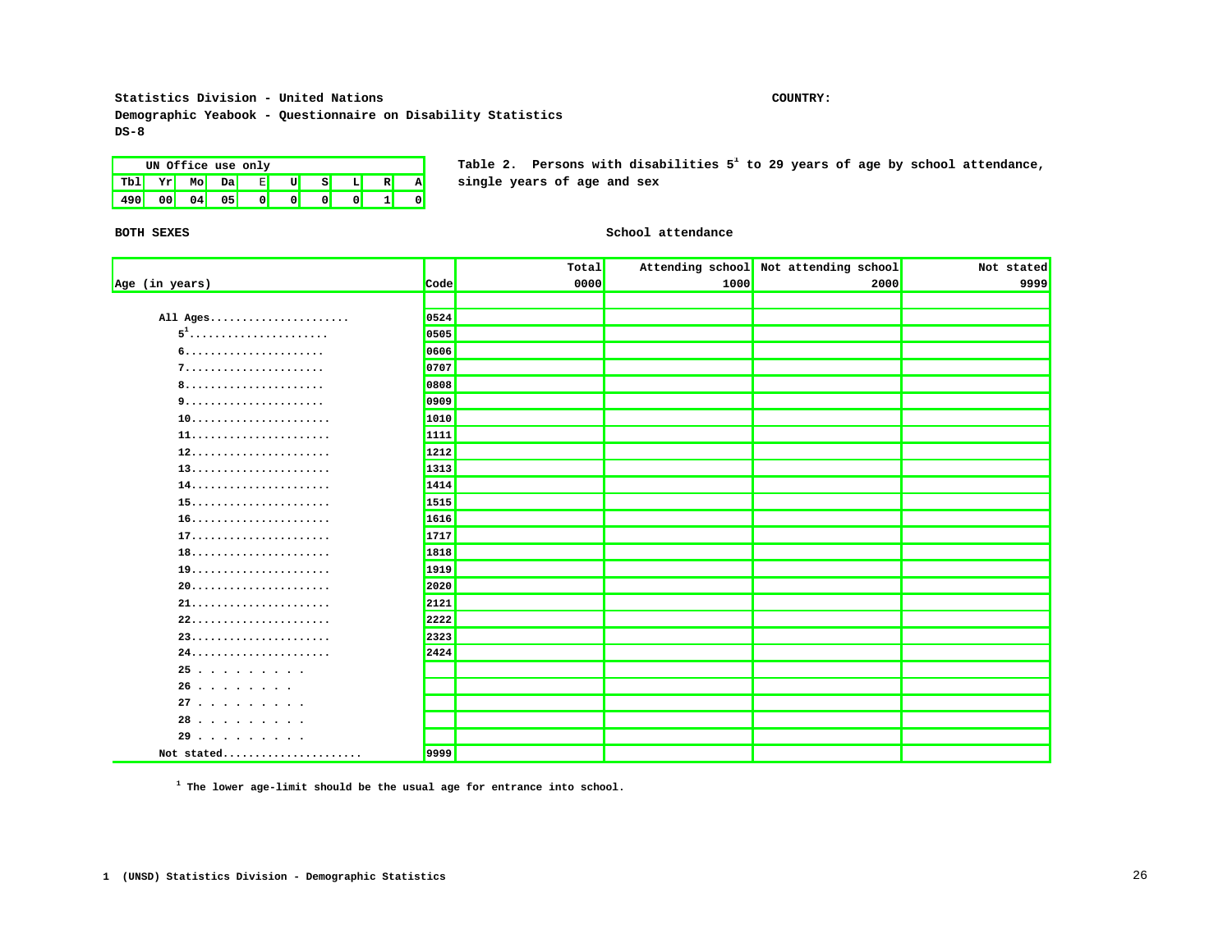Statistics Division - United Nations

Demographic Yeabook - Questionnaire on Disability Statistics

DS-8

COUNTRY:

| UN Office use only | | | | | | | | | |
|---|---|---|---|---|---|---|---|---|---|
| Tbl | Yr | Mo | Da | E | U | S | L | R | A |
| 490 | 00 | 04 | 05 | 0 | 0 | 0 | 0 | 1 | 0 |

**Table 2. Persons with disabilities 5[1] to 29 years of age by school attendance, single years of age and sex**

BOTH SEXES

School attendance

| Age (in years) | Code | Total 0000 | Attending school 1000 | Not attending school 2000 | Not stated 9999 |
|---|---|---|---|---|---|
| All Ages...................... | 0524 | | | | |
| 5[1]...................... | 0505 | | | | |
| 6...................... | 0606 | | | | |
| 7...................... | 0707 | | | | |
| 8...................... | 0808 | | | | |
| 9...................... | 0909 | | | | |
| 10...................... | 1010 | | | | |
| 11...................... | 1111 | | | | |
| 12...................... | 1212 | | | | |
| 13...................... | 1313 | | | | |
| 14...................... | 1414 | | | | |
| 15...................... | 1515 | | | | |
| 16...................... | 1616 | | | | |
| 17...................... | 1717 | | | | |
| 18...................... | 1818 | | | | |
| 19...................... | 1919 | | | | |
| 20...................... | 2020 | | | | |
| 21...................... | 2121 | | | | |
| 22...................... | 2222 | | | | |
| 23...................... | 2323 | | | | |
| 24...................... | 2424 | | | | |
| 25 . . . . . . . . . | | | | | |
| 26 . . . . . . . . | | | | | |
| 27 . . . . . . . . . | | | | | |
| 28 . . . . . . . . . | | | | | |
| 29 . . . . . . . . . | | | | | |
| Not stated...................... | 9999 | | | | |

[1] The lower age-limit should be the usual age for entrance into school.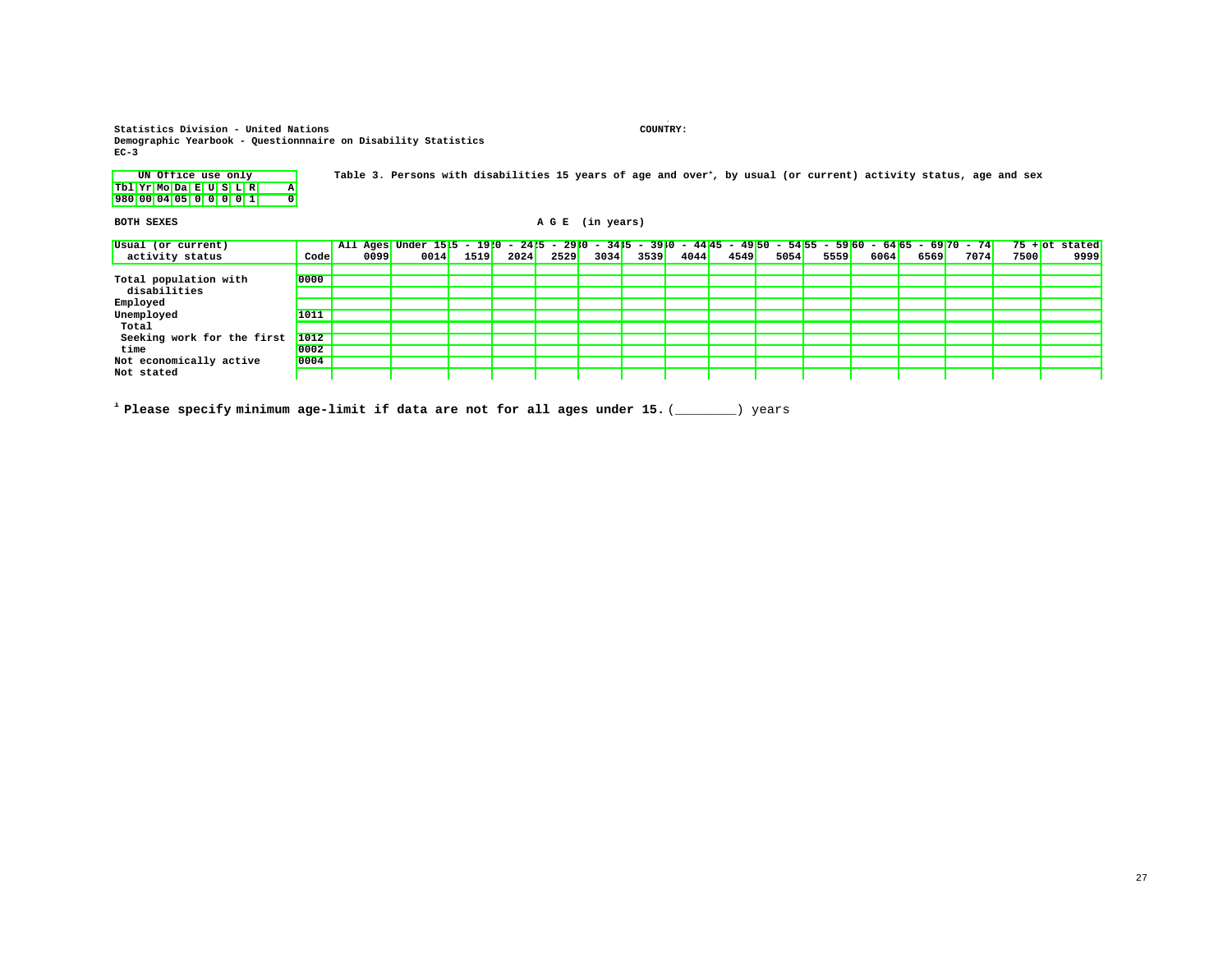Statistics Division - United Nations

Demographic Yearbook - Questionnnaire on Disability Statistics

EC-3

COUNTRY:

| UN Office use only | | | | | | | | | |
|---|---|---|---|---|---|---|---|---|---|
| Tbl | Yr | Mo | Da | E | U | S | L | R | A |
| 980 | 00 | 04 | 05 | 0 | 0 | 0 | 0 | 1 | 0 |

**Table 3. Persons with disabilities 15 years of age and over[1], by usual (or current) activity status, age and sex**

BOTH SEXES

A G E (in years)

| Usual (or current) activity status | Code | All Ages 0099 | Under 15 0014 | 15 - 19 1519 | 20 - 24 2024 | 25 - 29 2529 | 30 - 34 3034 | 35 - 39 3539 | 40 - 44 4044 | 45 - 49 4549 | 50 - 54 5054 | 55 - 59 5559 | 60 - 64 6064 | 65 - 69 6569 | 70 - 74 7074 | 75 + 7500 | Not stated 9999 |
|---|---|---|---|---|---|---|---|---|---|---|---|---|---|---|---|---|---|
| Total population with disabilities | 0000 | | | | | | | | | | | | | | | | |
| Employed | | | | | | | | | | | | | | | | | |
| Unemployed | 1011 | | | | | | | | | | | | | | | | |
| Total | | | | | | | | | | | | | | | | | |
| Seeking work for the first time | 1012 | | | | | | | | | | | | | | | | |
| | 0002 | | | | | | | | | | | | | | | | |
| Not economically active | 0004 | | | | | | | | | | | | | | | | |
| Not stated | | | | | | | | | | | | | | | | | |

[1] **Please specify minimum age-limit if data are not for all ages under 15.** (________) years